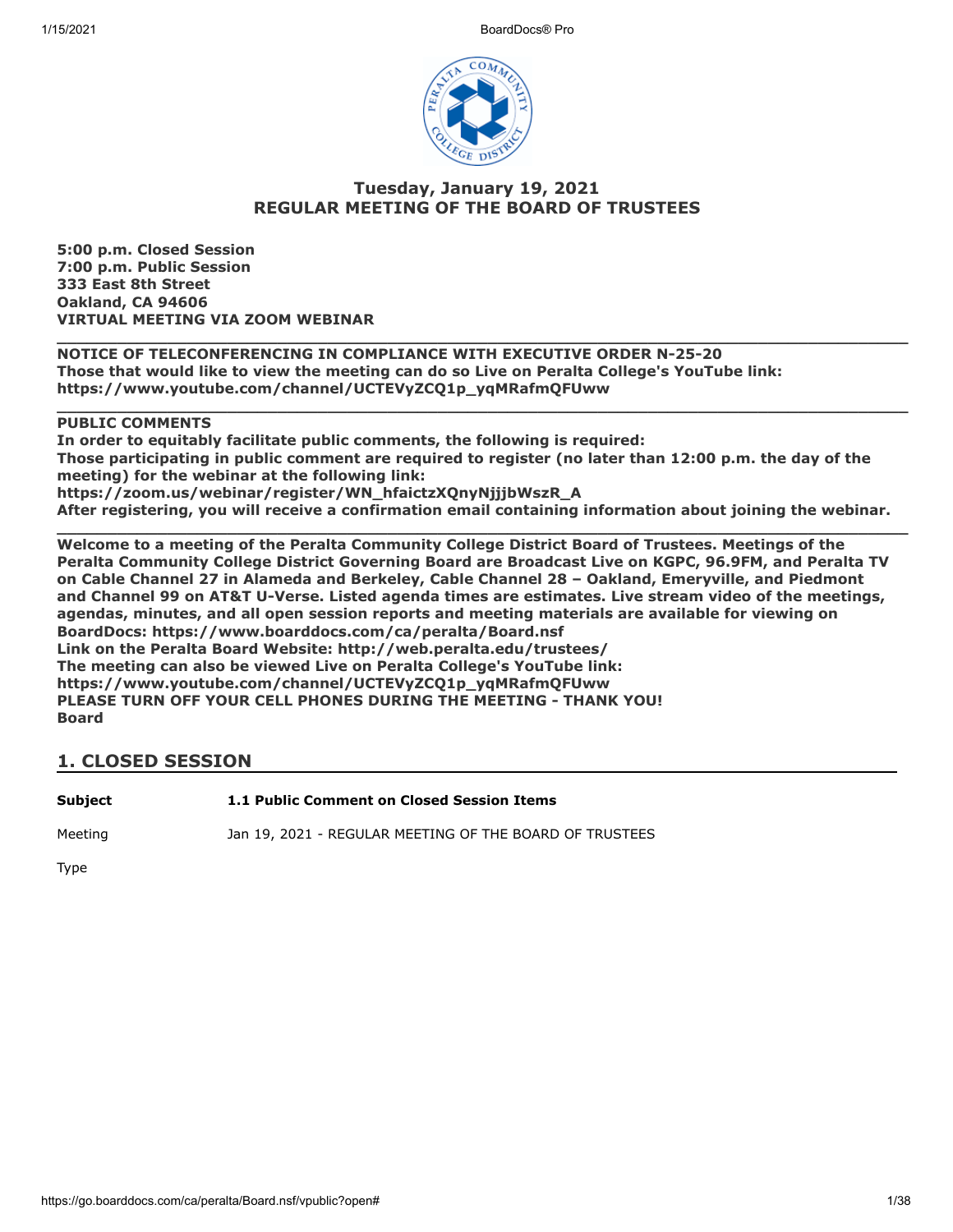## Tuesday, January 19, 2021
## REGULAR MEETING OF THE BOARD OF TRUSTEES

**5:00 p.m. Closed Session**
**7:00 p.m. Public Session**
**333 East 8th Street**
**Oakland, CA 94606**
**VIRTUAL MEETING VIA ZOOM WEBINAR**

---

**NOTICE OF TELECONFERENCING IN COMPLIANCE WITH EXECUTIVE ORDER N-25-20**
**Those that would like to view the meeting can do so Live on Peralta College's YouTube link:**
**https://www.youtube.com/channel/UCTEVyZCQ1p_yqMRafmQFUww**

---

**PUBLIC COMMENTS**
**In order to equitably facilitate public comments, the following is required:**
**Those participating in public comment are required to register (no later than 12:00 p.m. the day of the meeting) for the webinar at the following link:**
**https://zoom.us/webinar/register/WN_hfaictzXQnyNjjjbWszR_A**
**After registering, you will receive a confirmation email containing information about joining the webinar.**

---

**Welcome to a meeting of the Peralta Community College District Board of Trustees. Meetings of the Peralta Community College District Governing Board are Broadcast Live on KGPC, 96.9FM, and Peralta TV on Cable Channel 27 in Alameda and Berkeley, Cable Channel 28 – Oakland, Emeryville, and Piedmont and Channel 99 on AT&T U-Verse. Listed agenda times are estimates. Live stream video of the meetings, agendas, minutes, and all open session reports and meeting materials are available for viewing on BoardDocs: https://www.boarddocs.com/ca/peralta/Board.nsf**
**Link on the Peralta Board Website: http://web.peralta.edu/trustees/**
**The meeting can also be viewed Live on Peralta College's YouTube link:**
**https://www.youtube.com/channel/UCTEVyZCQ1p_yqMRafmQFUww**
**PLEASE TURN OFF YOUR CELL PHONES DURING THE MEETING - THANK YOU!**
**Board**

## 1. CLOSED SESSION

**Subject** — **1.1 Public Comment on Closed Session Items**

Meeting — Jan 19, 2021 - REGULAR MEETING OF THE BOARD OF TRUSTEES

Type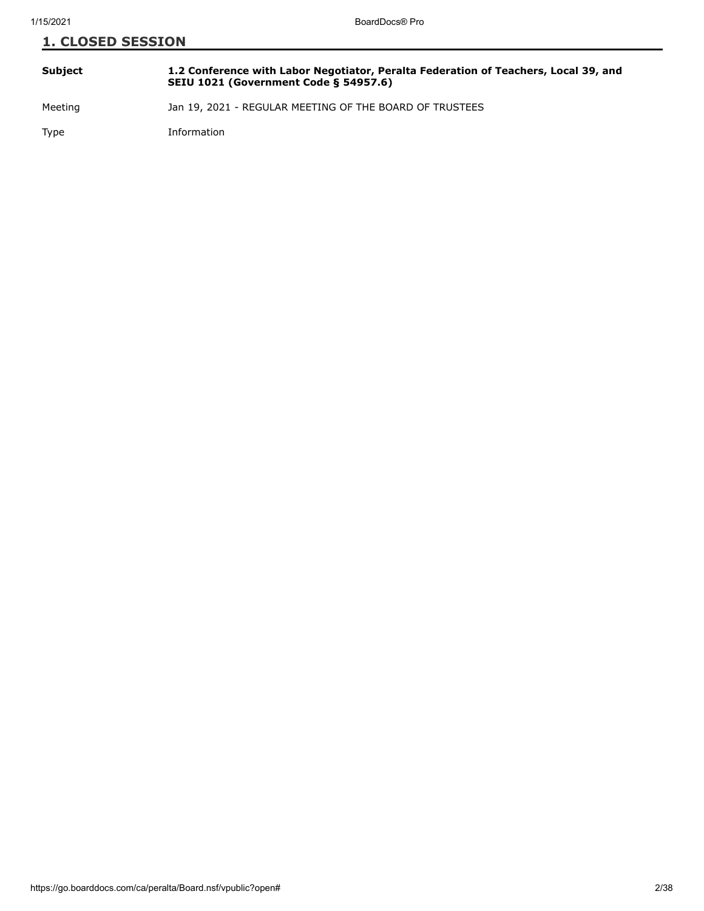## 1. CLOSED SESSION

| | |
|---|---|
| **Subject** | **1.2 Conference with Labor Negotiator, Peralta Federation of Teachers, Local 39, and SEIU 1021 (Government Code § 54957.6)** |
| Meeting | Jan 19, 2021 - REGULAR MEETING OF THE BOARD OF TRUSTEES |
| Type | Information |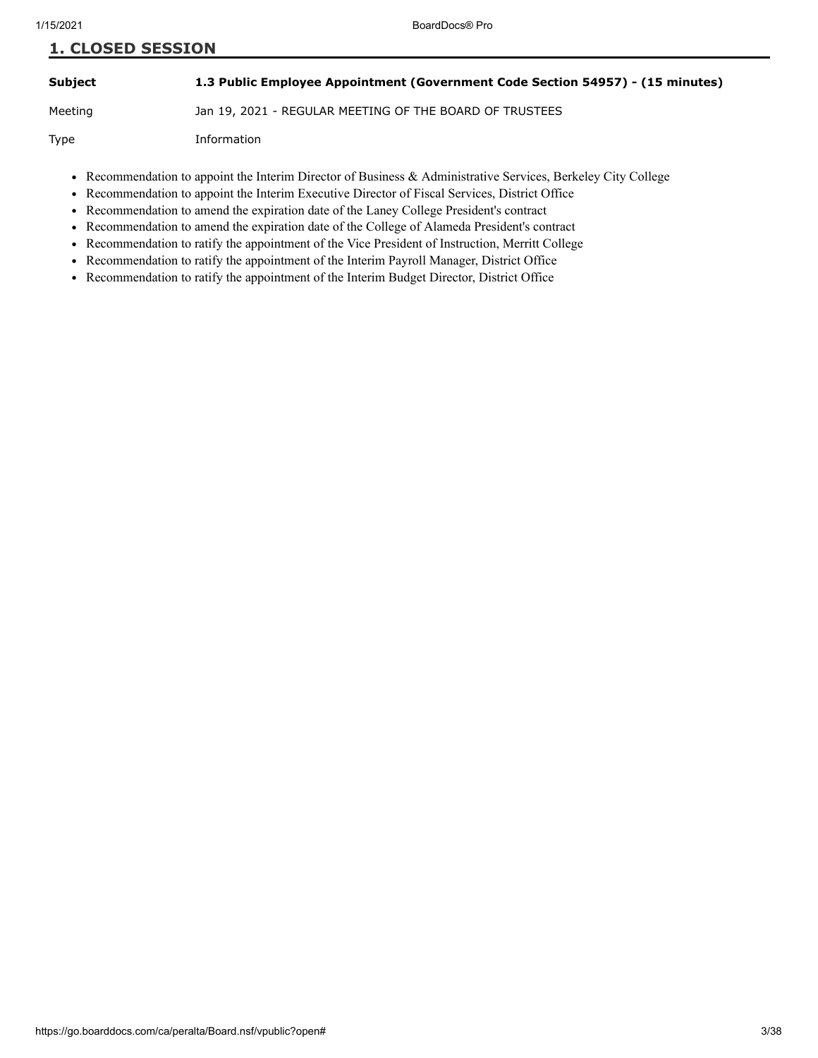## 1. CLOSED SESSION

| **Subject** | **1.3 Public Employee Appointment (Government Code Section 54957) - (15 minutes)** |
| --- | --- |
| Meeting | Jan 19, 2021 - REGULAR MEETING OF THE BOARD OF TRUSTEES |
| Type | Information |

- Recommendation to appoint the Interim Director of Business & Administrative Services, Berkeley City College
- Recommendation to appoint the Interim Executive Director of Fiscal Services, District Office
- Recommendation to amend the expiration date of the Laney College President's contract
- Recommendation to amend the expiration date of the College of Alameda President's contract
- Recommendation to ratify the appointment of the Vice President of Instruction, Merritt College
- Recommendation to ratify the appointment of the Interim Payroll Manager, District Office
- Recommendation to ratify the appointment of the Interim Budget Director, District Office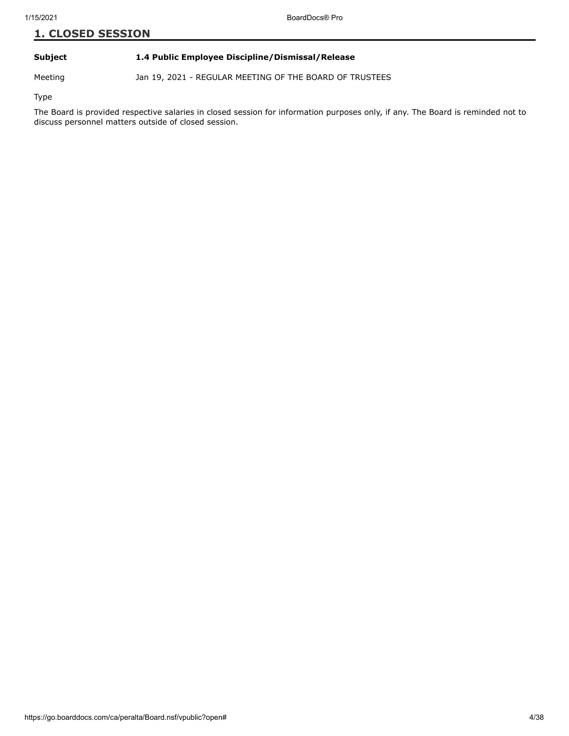## 1. CLOSED SESSION

**Subject** **1.4 Public Employee Discipline/Dismissal/Release**

Meeting Jan 19, 2021 - REGULAR MEETING OF THE BOARD OF TRUSTEES

Type

The Board is provided respective salaries in closed session for information purposes only, if any. The Board is reminded not to discuss personnel matters outside of closed session.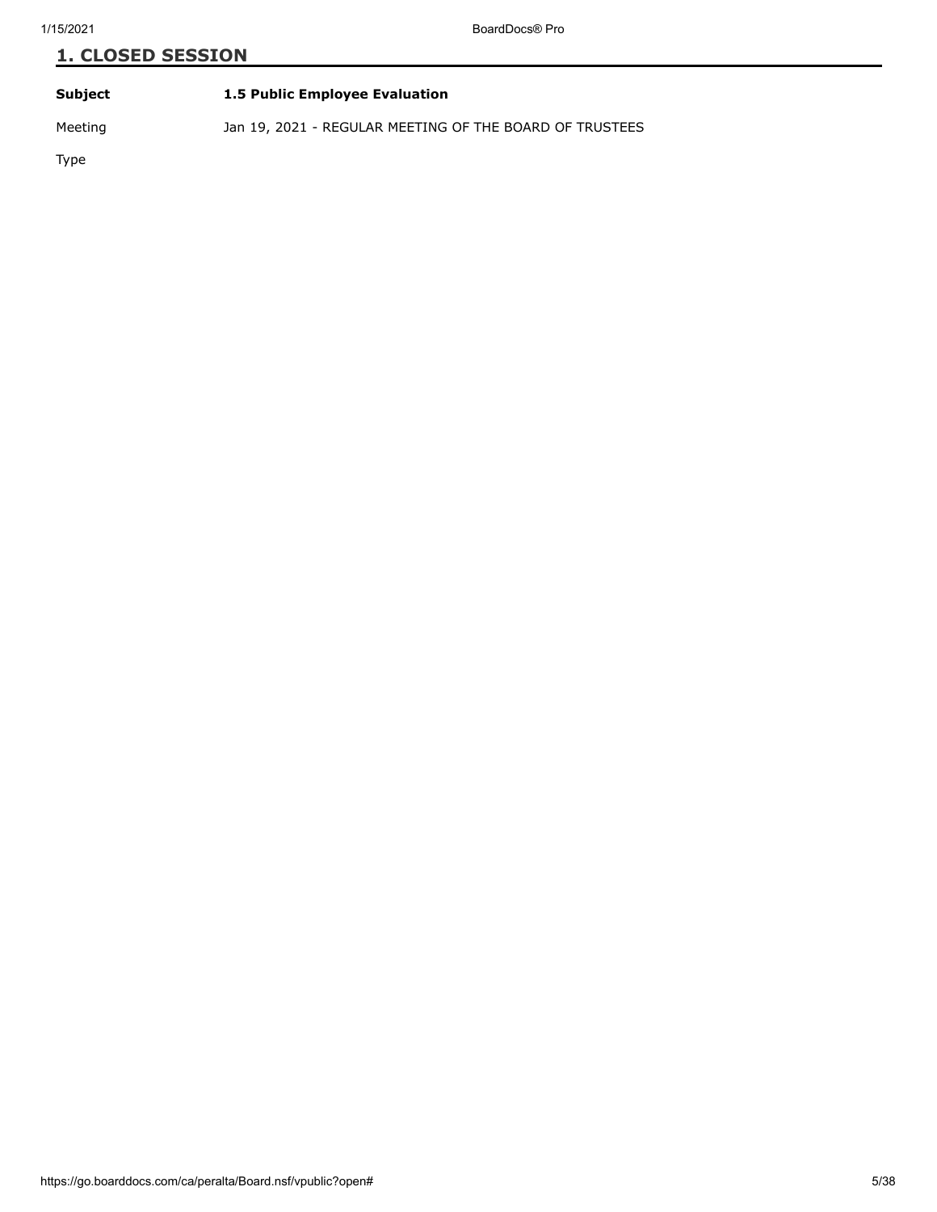## 1. CLOSED SESSION

| | |
|---|---|
| **Subject** | **1.5 Public Employee Evaluation** |
| Meeting | Jan 19, 2021 - REGULAR MEETING OF THE BOARD OF TRUSTEES |
| Type | |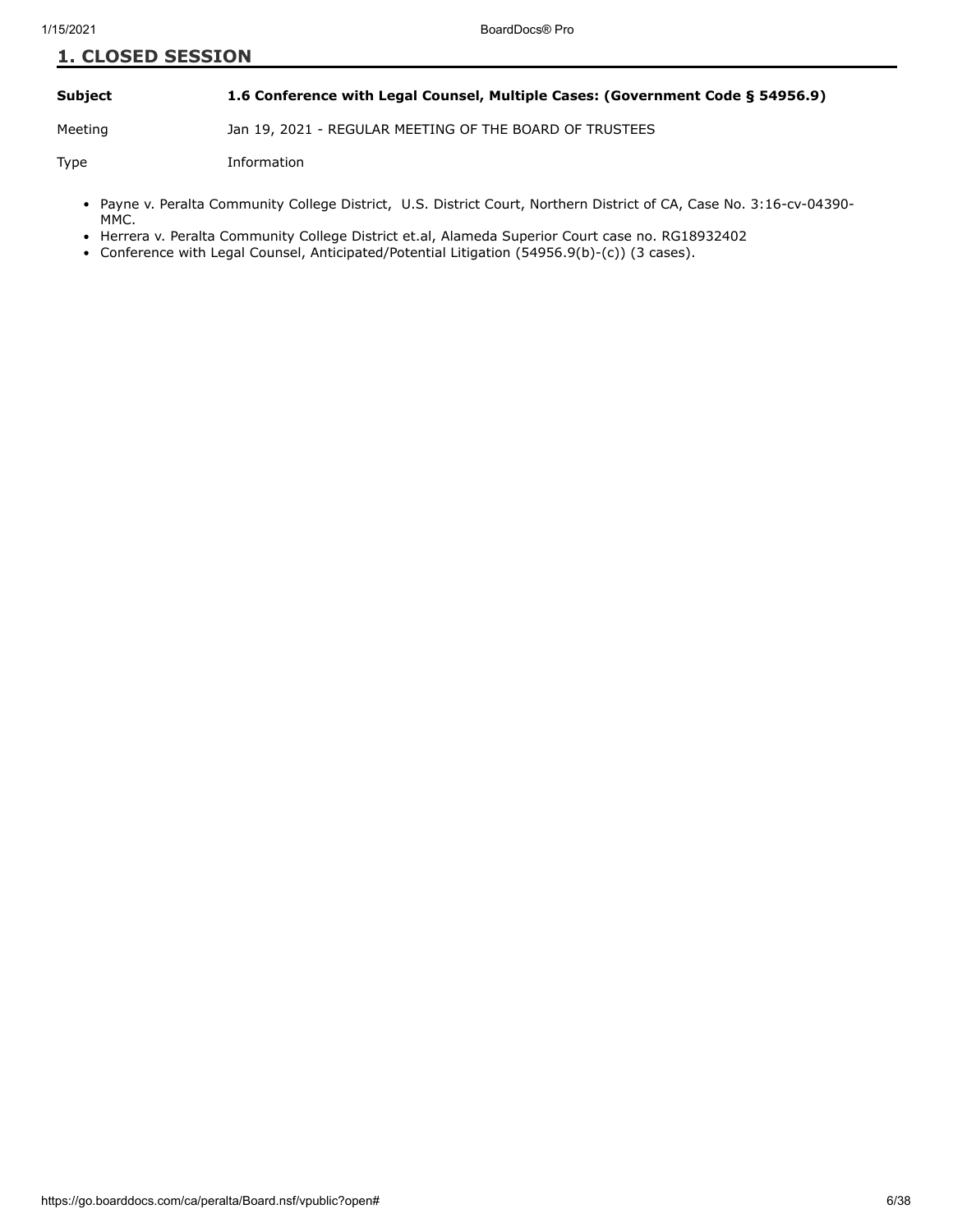## 1. CLOSED SESSION

| | |
|---|---|
| **Subject** | **1.6 Conference with Legal Counsel, Multiple Cases: (Government Code § 54956.9)** |
| Meeting | Jan 19, 2021 - REGULAR MEETING OF THE BOARD OF TRUSTEES |
| Type | Information |

- Payne v. Peralta Community College District, U.S. District Court, Northern District of CA, Case No. 3:16-cv-04390-MMC.
- Herrera v. Peralta Community College District et.al, Alameda Superior Court case no. RG18932402
- Conference with Legal Counsel, Anticipated/Potential Litigation (54956.9(b)-(c)) (3 cases).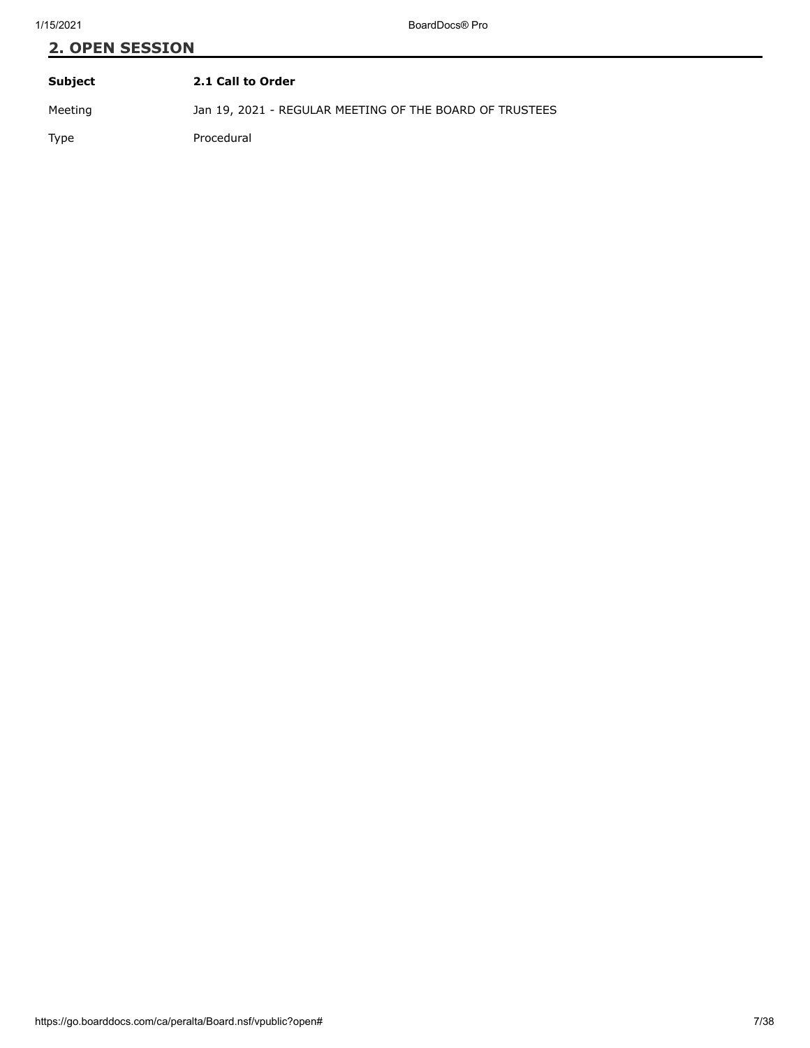## 2. OPEN SESSION

| **Subject** | **2.1 Call to Order** |
| --- | --- |
| Meeting | Jan 19, 2021 - REGULAR MEETING OF THE BOARD OF TRUSTEES |
| Type | Procedural |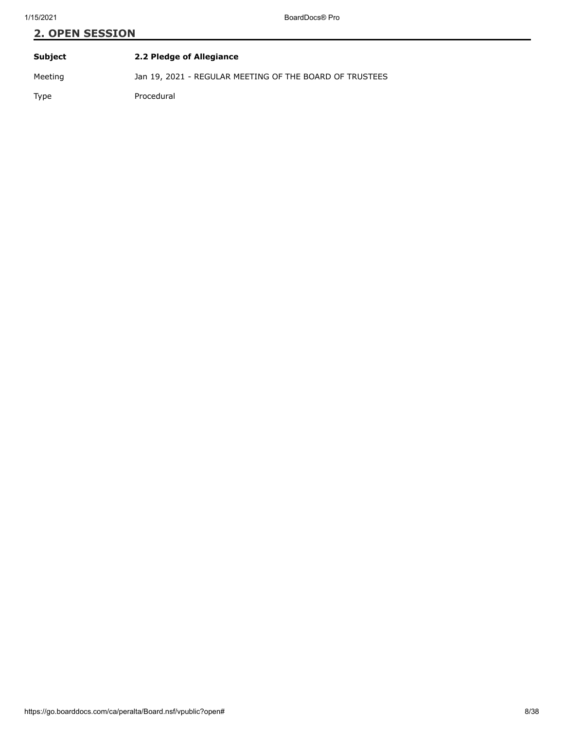## 2. OPEN SESSION

| | |
|---|---|
| **Subject** | **2.2 Pledge of Allegiance** |
| Meeting | Jan 19, 2021 - REGULAR MEETING OF THE BOARD OF TRUSTEES |
| Type | Procedural |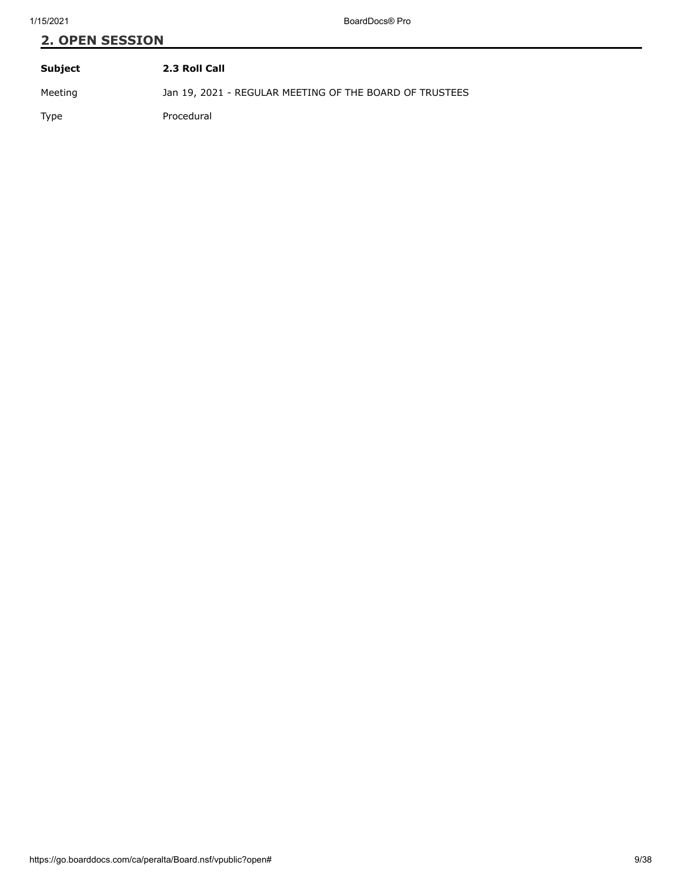## 2. OPEN SESSION

| | |
|---|---|
| **Subject** | **2.3 Roll Call** |
| Meeting | Jan 19, 2021 - REGULAR MEETING OF THE BOARD OF TRUSTEES |
| Type | Procedural |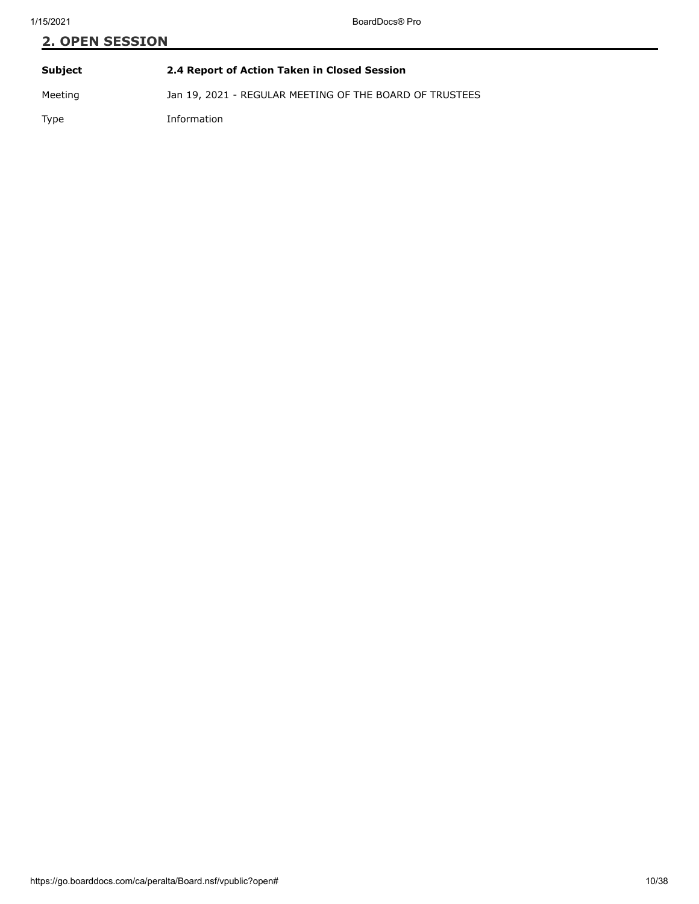## 2. OPEN SESSION

| | |
|---|---|
| **Subject** | **2.4 Report of Action Taken in Closed Session** |
| Meeting | Jan 19, 2021 - REGULAR MEETING OF THE BOARD OF TRUSTEES |
| Type | Information |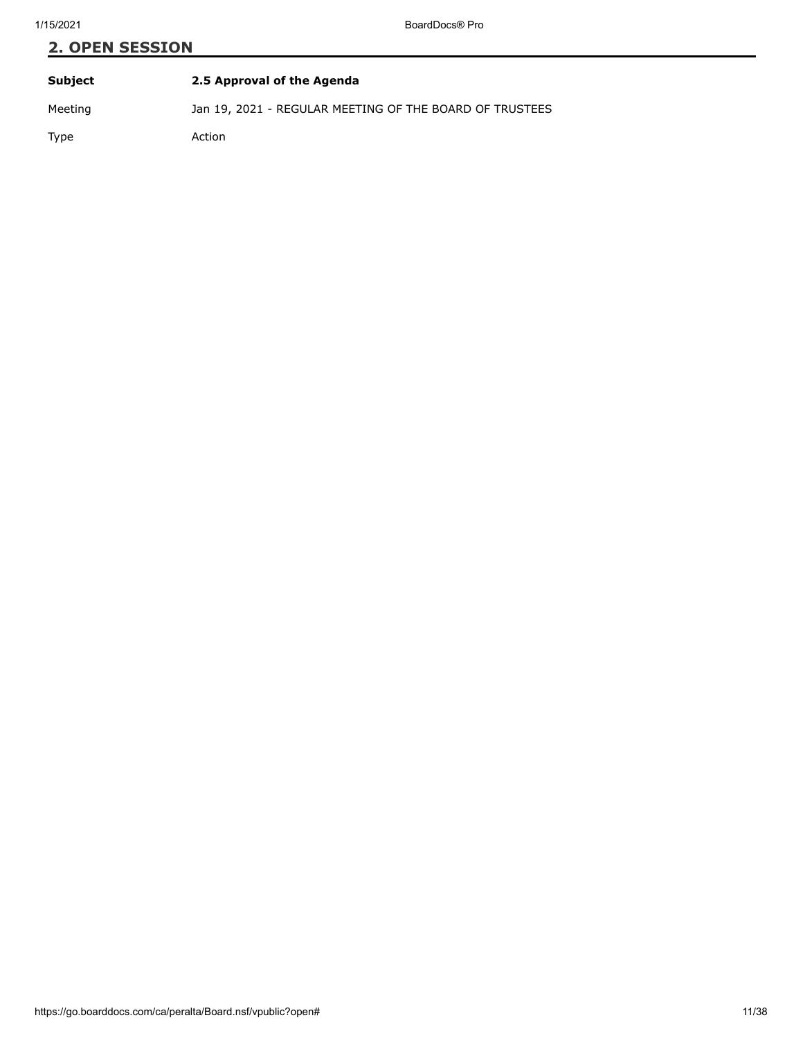## 2. OPEN SESSION

| | |
|---|---|
| **Subject** | **2.5 Approval of the Agenda** |
| Meeting | Jan 19, 2021 - REGULAR MEETING OF THE BOARD OF TRUSTEES |
| Type | Action |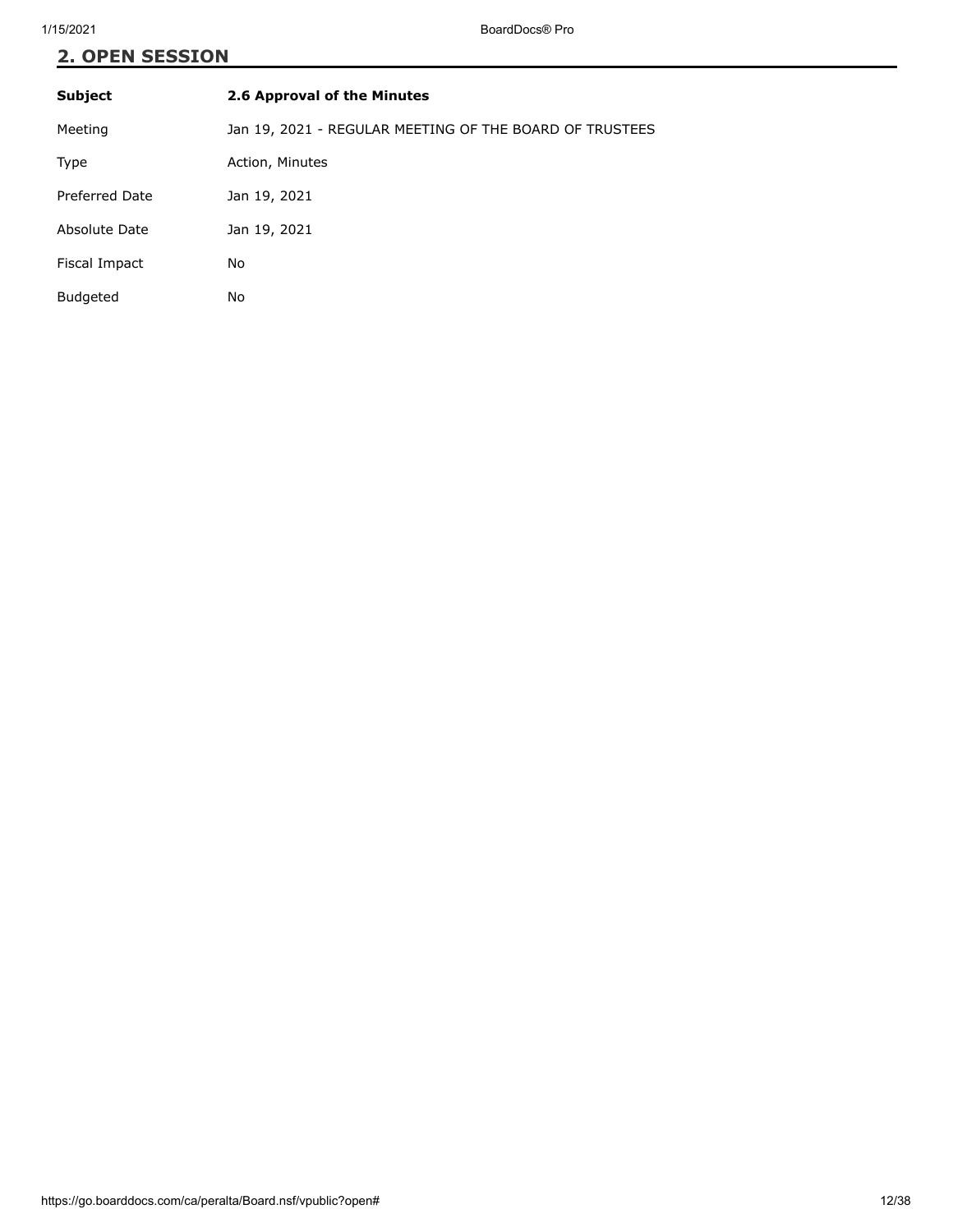## 2. OPEN SESSION

| **Subject** | **2.6 Approval of the Minutes** |
|---|---|
| Meeting | Jan 19, 2021 - REGULAR MEETING OF THE BOARD OF TRUSTEES |
| Type | Action, Minutes |
| Preferred Date | Jan 19, 2021 |
| Absolute Date | Jan 19, 2021 |
| Fiscal Impact | No |
| Budgeted | No |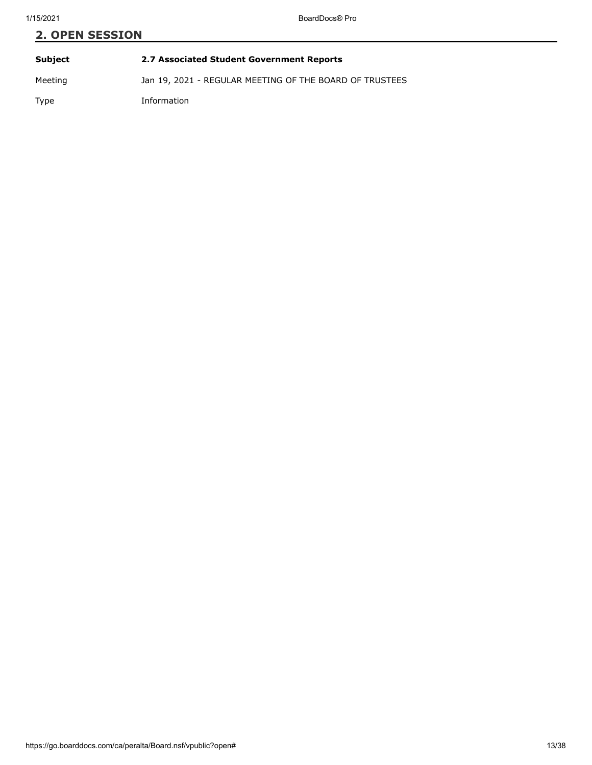## 2. OPEN SESSION

| | |
|---|---|
| **Subject** | **2.7 Associated Student Government Reports** |
| Meeting | Jan 19, 2021 - REGULAR MEETING OF THE BOARD OF TRUSTEES |
| Type | Information |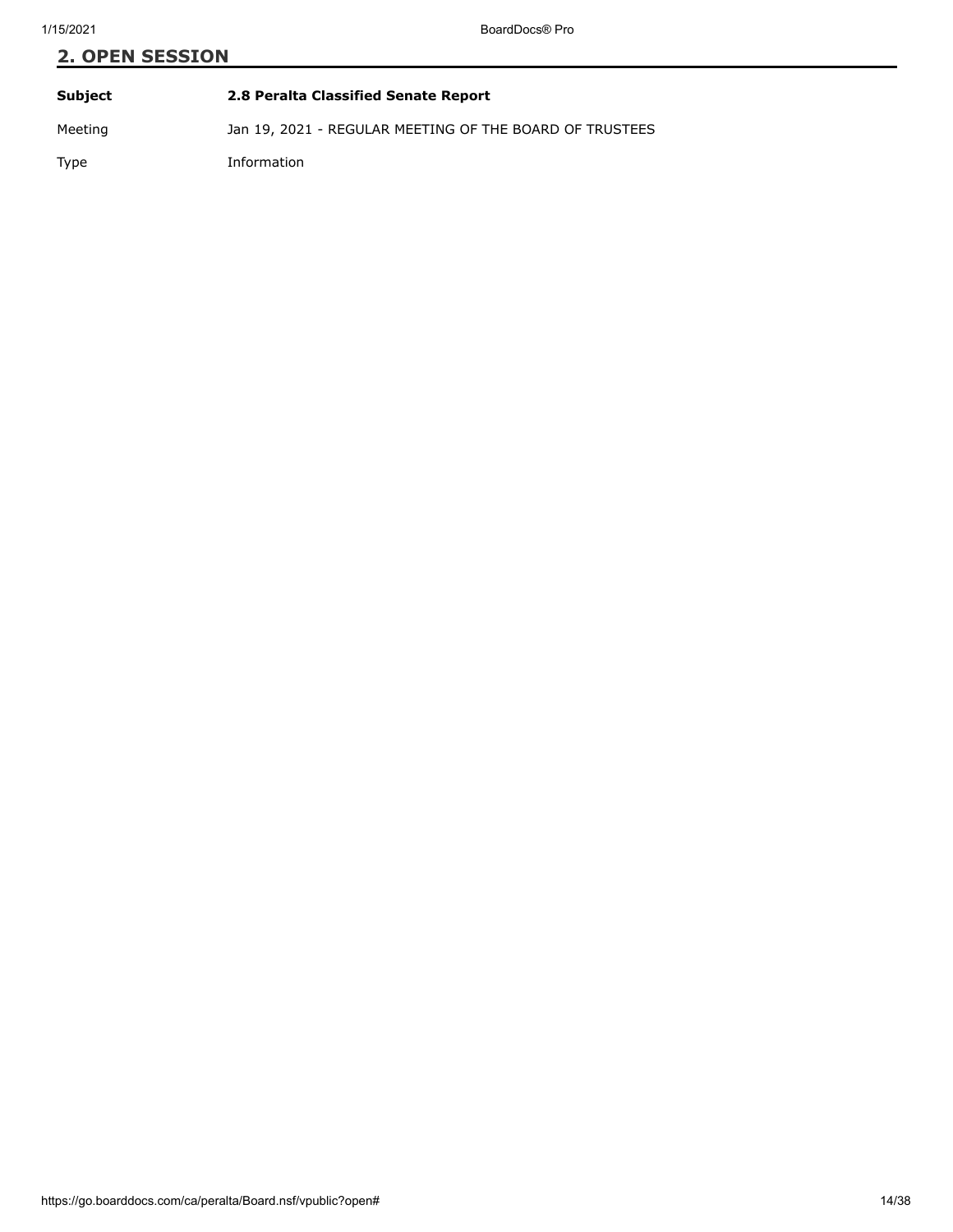## 2. OPEN SESSION

| | |
|---|---|
| **Subject** | **2.8 Peralta Classified Senate Report** |
| Meeting | Jan 19, 2021 - REGULAR MEETING OF THE BOARD OF TRUSTEES |
| Type | Information |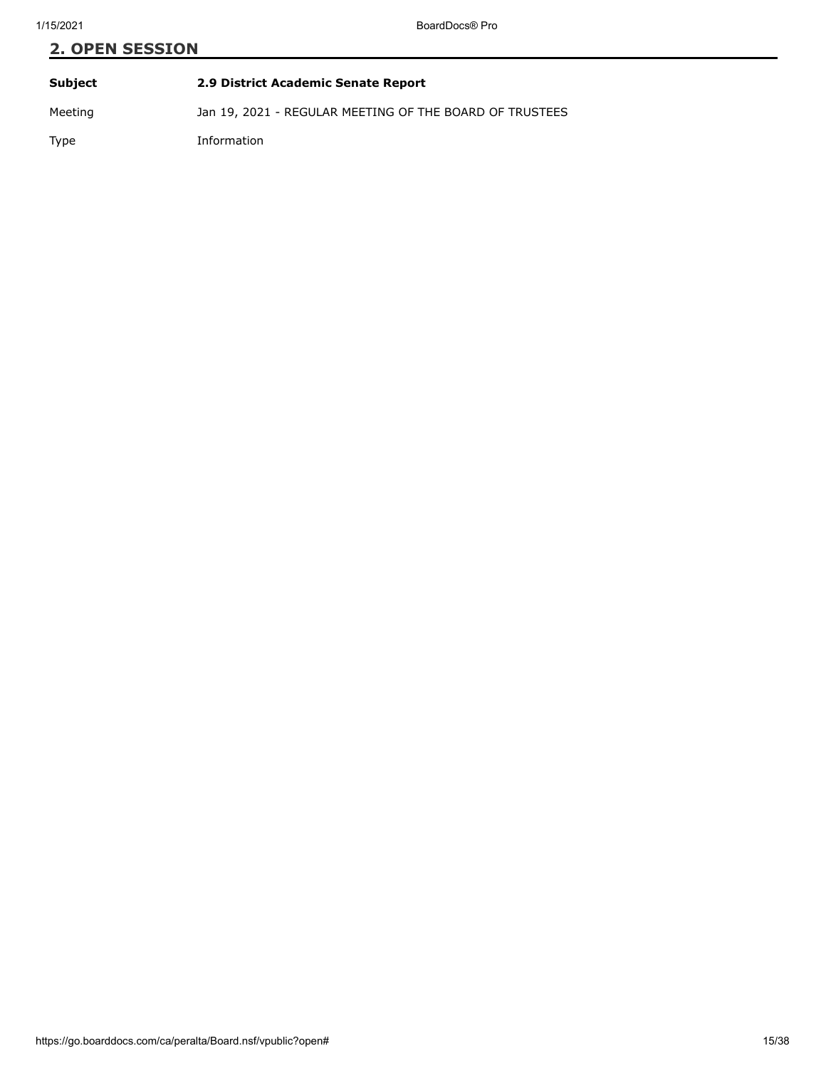## 2. OPEN SESSION

| | |
|---|---|
| **Subject** | **2.9 District Academic Senate Report** |
| Meeting | Jan 19, 2021 - REGULAR MEETING OF THE BOARD OF TRUSTEES |
| Type | Information |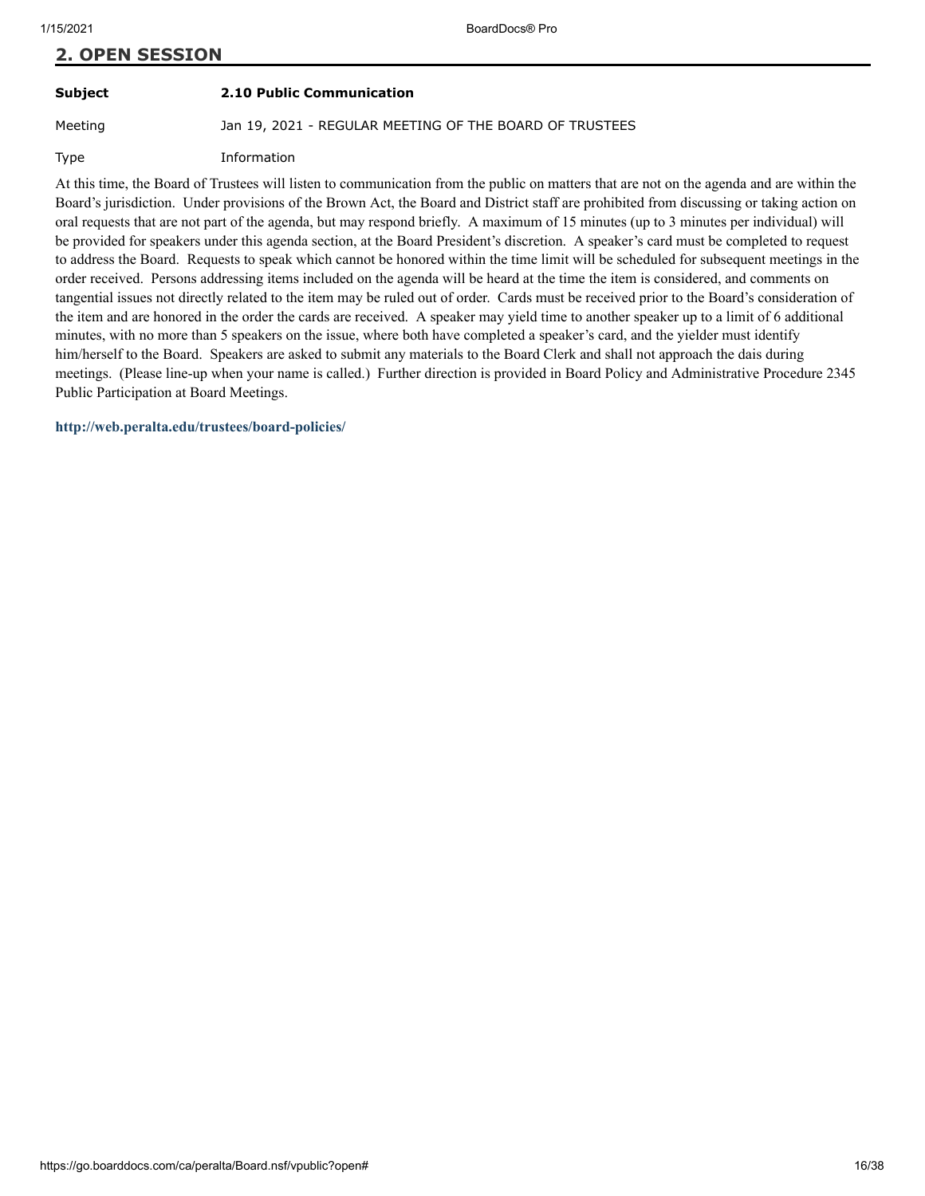## 2. OPEN SESSION

| | |
|---|---|
| **Subject** | **2.10 Public Communication** |
| Meeting | Jan 19, 2021 - REGULAR MEETING OF THE BOARD OF TRUSTEES |
| Type | Information |

At this time, the Board of Trustees will listen to communication from the public on matters that are not on the agenda and are within the Board's jurisdiction. Under provisions of the Brown Act, the Board and District staff are prohibited from discussing or taking action on oral requests that are not part of the agenda, but may respond briefly. A maximum of 15 minutes (up to 3 minutes per individual) will be provided for speakers under this agenda section, at the Board President's discretion. A speaker's card must be completed to request to address the Board. Requests to speak which cannot be honored within the time limit will be scheduled for subsequent meetings in the order received. Persons addressing items included on the agenda will be heard at the time the item is considered, and comments on tangential issues not directly related to the item may be ruled out of order. Cards must be received prior to the Board's consideration of the item and are honored in the order the cards are received. A speaker may yield time to another speaker up to a limit of 6 additional minutes, with no more than 5 speakers on the issue, where both have completed a speaker's card, and the yielder must identify him/herself to the Board. Speakers are asked to submit any materials to the Board Clerk and shall not approach the dais during meetings. (Please line-up when your name is called.) Further direction is provided in Board Policy and Administrative Procedure 2345 Public Participation at Board Meetings.

**http://web.peralta.edu/trustees/board-policies/**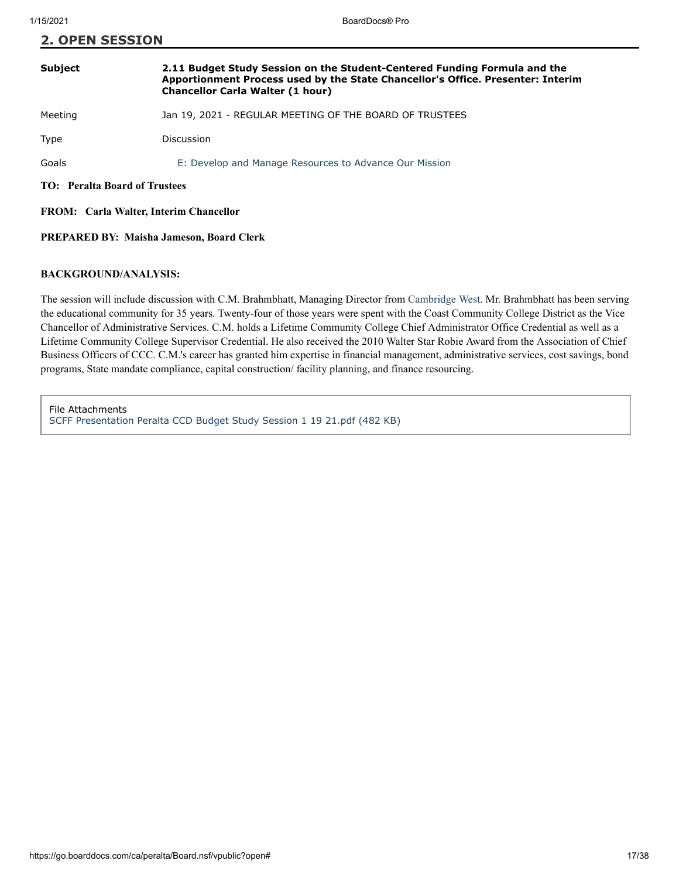## 2. OPEN SESSION

| | |
|---|---|
| **Subject** | **2.11 Budget Study Session on the Student-Centered Funding Formula and the Apportionment Process used by the State Chancellor's Office. Presenter: Interim Chancellor Carla Walter (1 hour)** |
| Meeting | Jan 19, 2021 - REGULAR MEETING OF THE BOARD OF TRUSTEES |
| Type | Discussion |
| Goals | E: Develop and Manage Resources to Advance Our Mission |

**TO: Peralta Board of Trustees**

**FROM: Carla Walter, Interim Chancellor**

**PREPARED BY: Maisha Jameson, Board Clerk**

**BACKGROUND/ANALYSIS:**

The session will include discussion with C.M. Brahmbhatt, Managing Director from Cambridge West. Mr. Brahmbhatt has been serving the educational community for 35 years. Twenty-four of those years were spent with the Coast Community College District as the Vice Chancellor of Administrative Services. C.M. holds a Lifetime Community College Chief Administrator Office Credential as well as a Lifetime Community College Supervisor Credential. He also received the 2010 Walter Star Robie Award from the Association of Chief Business Officers of CCC. C.M.'s career has granted him expertise in financial management, administrative services, cost savings, bond programs, State mandate compliance, capital construction/ facility planning, and finance resourcing.

File Attachments
SCFF Presentation Peralta CCD Budget Study Session 1 19 21.pdf (482 KB)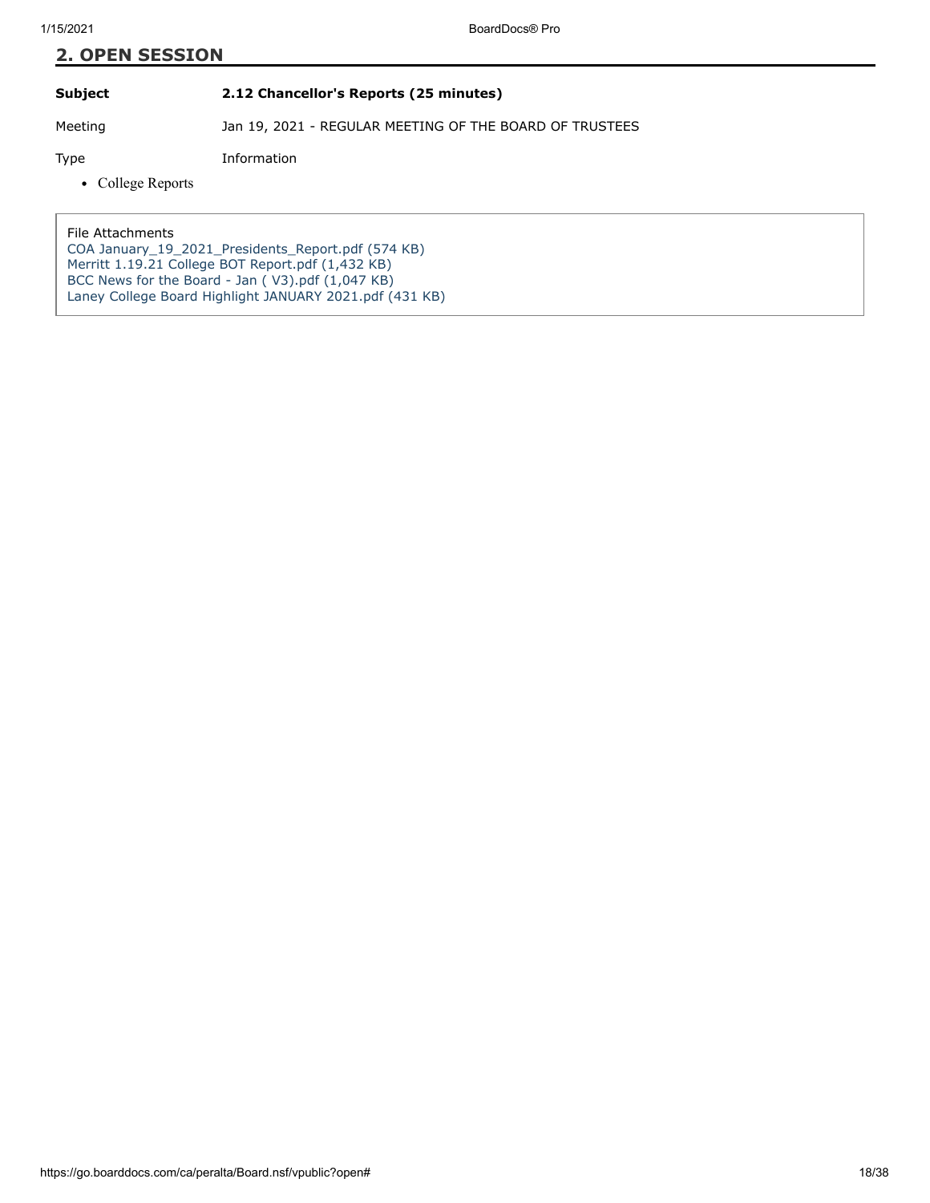## 2. OPEN SESSION

| | |
|---|---|
| **Subject** | **2.12 Chancellor's Reports (25 minutes)** |
| Meeting | Jan 19, 2021 - REGULAR MEETING OF THE BOARD OF TRUSTEES |
| Type | Information |

- College Reports

File Attachments
COA January_19_2021_Presidents_Report.pdf (574 KB)
Merritt 1.19.21 College BOT Report.pdf (1,432 KB)
BCC News for the Board - Jan ( V3).pdf (1,047 KB)
Laney College Board Highlight JANUARY 2021.pdf (431 KB)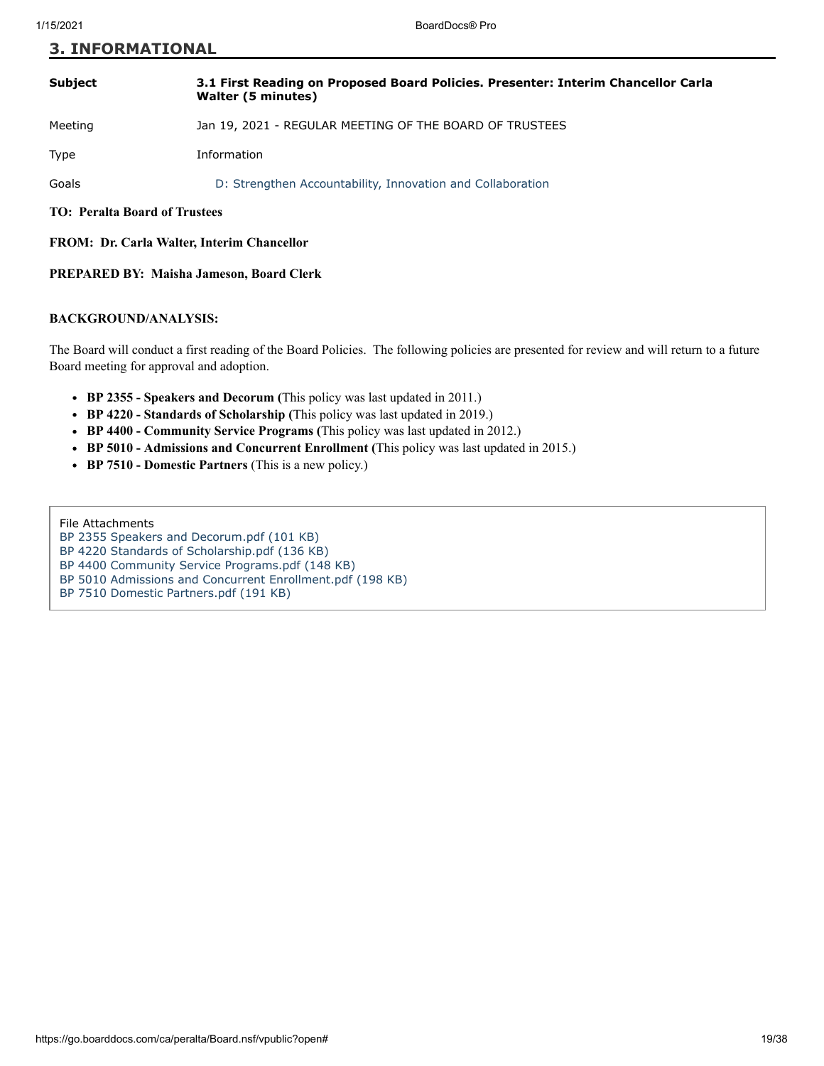## 3. INFORMATIONAL

| | |
|---|---|
| **Subject** | **3.1 First Reading on Proposed Board Policies. Presenter: Interim Chancellor Carla Walter (5 minutes)** |
| Meeting | Jan 19, 2021 - REGULAR MEETING OF THE BOARD OF TRUSTEES |
| Type | Information |
| Goals | D: Strengthen Accountability, Innovation and Collaboration |

**TO: Peralta Board of Trustees**

**FROM: Dr. Carla Walter, Interim Chancellor**

**PREPARED BY: Maisha Jameson, Board Clerk**

**BACKGROUND/ANALYSIS:**

The Board will conduct a first reading of the Board Policies. The following policies are presented for review and will return to a future Board meeting for approval and adoption.

- **BP 2355 - Speakers and Decorum (**This policy was last updated in 2011.)
- **BP 4220 - Standards of Scholarship (**This policy was last updated in 2019.)
- **BP 4400 - Community Service Programs (**This policy was last updated in 2012.)
- **BP 5010 - Admissions and Concurrent Enrollment (**This policy was last updated in 2015.)
- **BP 7510 - Domestic Partners** (This is a new policy.)

File Attachments
BP 2355 Speakers and Decorum.pdf (101 KB)
BP 4220 Standards of Scholarship.pdf (136 KB)
BP 4400 Community Service Programs.pdf (148 KB)
BP 5010 Admissions and Concurrent Enrollment.pdf (198 KB)
BP 7510 Domestic Partners.pdf (191 KB)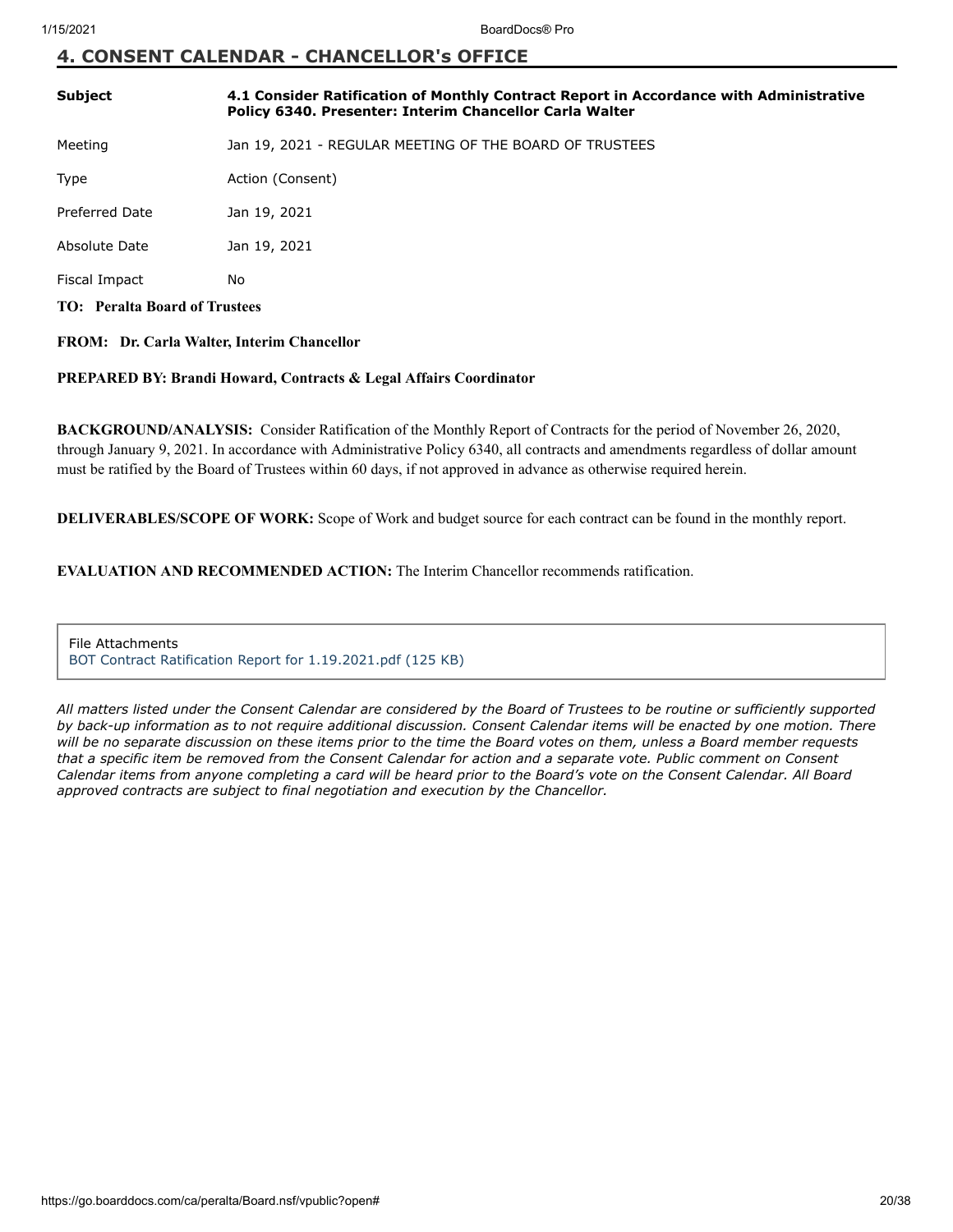## 4. CONSENT CALENDAR - CHANCELLOR's OFFICE

| | |
|---|---|
| **Subject** | **4.1 Consider Ratification of Monthly Contract Report in Accordance with Administrative Policy 6340. Presenter: Interim Chancellor Carla Walter** |
| Meeting | Jan 19, 2021 - REGULAR MEETING OF THE BOARD OF TRUSTEES |
| Type | Action (Consent) |
| Preferred Date | Jan 19, 2021 |
| Absolute Date | Jan 19, 2021 |
| Fiscal Impact | No |

**TO: Peralta Board of Trustees**

**FROM: Dr. Carla Walter, Interim Chancellor**

**PREPARED BY: Brandi Howard, Contracts & Legal Affairs Coordinator**

**BACKGROUND/ANALYSIS:** Consider Ratification of the Monthly Report of Contracts for the period of November 26, 2020, through January 9, 2021. In accordance with Administrative Policy 6340, all contracts and amendments regardless of dollar amount must be ratified by the Board of Trustees within 60 days, if not approved in advance as otherwise required herein.

**DELIVERABLES/SCOPE OF WORK:** Scope of Work and budget source for each contract can be found in the monthly report.

**EVALUATION AND RECOMMENDED ACTION:** The Interim Chancellor recommends ratification.

File Attachments
BOT Contract Ratification Report for 1.19.2021.pdf (125 KB)

*All matters listed under the Consent Calendar are considered by the Board of Trustees to be routine or sufficiently supported by back-up information as to not require additional discussion. Consent Calendar items will be enacted by one motion. There will be no separate discussion on these items prior to the time the Board votes on them, unless a Board member requests that a specific item be removed from the Consent Calendar for action and a separate vote. Public comment on Consent Calendar items from anyone completing a card will be heard prior to the Board's vote on the Consent Calendar. All Board approved contracts are subject to final negotiation and execution by the Chancellor.*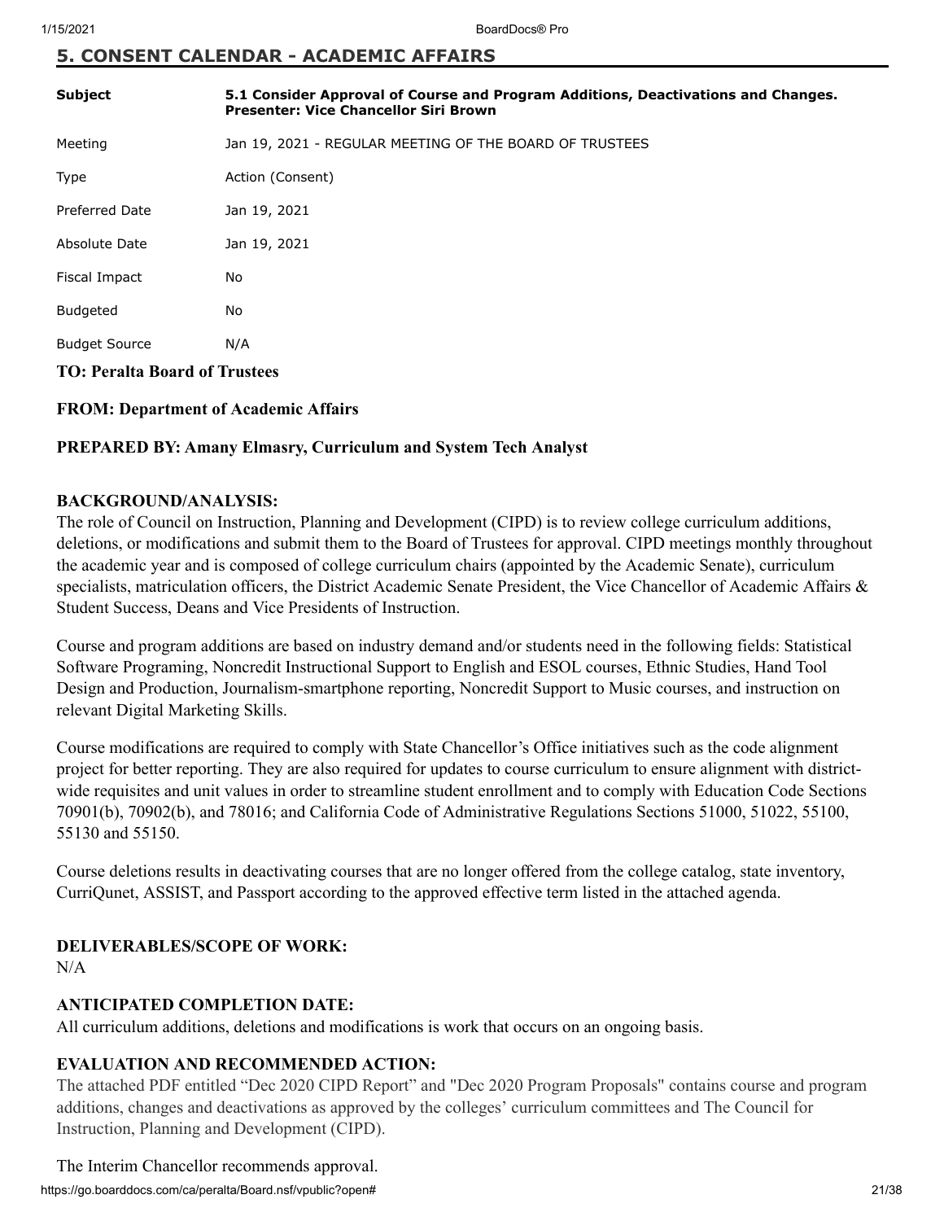## 5. CONSENT CALENDAR - ACADEMIC AFFAIRS

| | |
|---|---|
| **Subject** | **5.1 Consider Approval of Course and Program Additions, Deactivations and Changes. Presenter: Vice Chancellor Siri Brown** |
| Meeting | Jan 19, 2021 - REGULAR MEETING OF THE BOARD OF TRUSTEES |
| Type | Action (Consent) |
| Preferred Date | Jan 19, 2021 |
| Absolute Date | Jan 19, 2021 |
| Fiscal Impact | No |
| Budgeted | No |
| Budget Source | N/A |

**TO: Peralta Board of Trustees**

**FROM: Department of Academic Affairs**

**PREPARED BY: Amany Elmasry, Curriculum and System Tech Analyst**

**BACKGROUND/ANALYSIS:**

The role of Council on Instruction, Planning and Development (CIPD) is to review college curriculum additions, deletions, or modifications and submit them to the Board of Trustees for approval. CIPD meetings monthly throughout the academic year and is composed of college curriculum chairs (appointed by the Academic Senate), curriculum specialists, matriculation officers, the District Academic Senate President, the Vice Chancellor of Academic Affairs & Student Success, Deans and Vice Presidents of Instruction.

Course and program additions are based on industry demand and/or students need in the following fields: Statistical Software Programing, Noncredit Instructional Support to English and ESOL courses, Ethnic Studies, Hand Tool Design and Production, Journalism-smartphone reporting, Noncredit Support to Music courses, and instruction on relevant Digital Marketing Skills.

Course modifications are required to comply with State Chancellor's Office initiatives such as the code alignment project for better reporting. They are also required for updates to course curriculum to ensure alignment with district-wide requisites and unit values in order to streamline student enrollment and to comply with Education Code Sections 70901(b), 70902(b), and 78016; and California Code of Administrative Regulations Sections 51000, 51022, 55100, 55130 and 55150.

Course deletions results in deactivating courses that are no longer offered from the college catalog, state inventory, CurriQunet, ASSIST, and Passport according to the approved effective term listed in the attached agenda.

**DELIVERABLES/SCOPE OF WORK:**

N/A

**ANTICIPATED COMPLETION DATE:**

All curriculum additions, deletions and modifications is work that occurs on an ongoing basis.

**EVALUATION AND RECOMMENDED ACTION:**

The attached PDF entitled "Dec 2020 CIPD Report" and "Dec 2020 Program Proposals" contains course and program additions, changes and deactivations as approved by the colleges' curriculum committees and The Council for Instruction, Planning and Development (CIPD).

The Interim Chancellor recommends approval.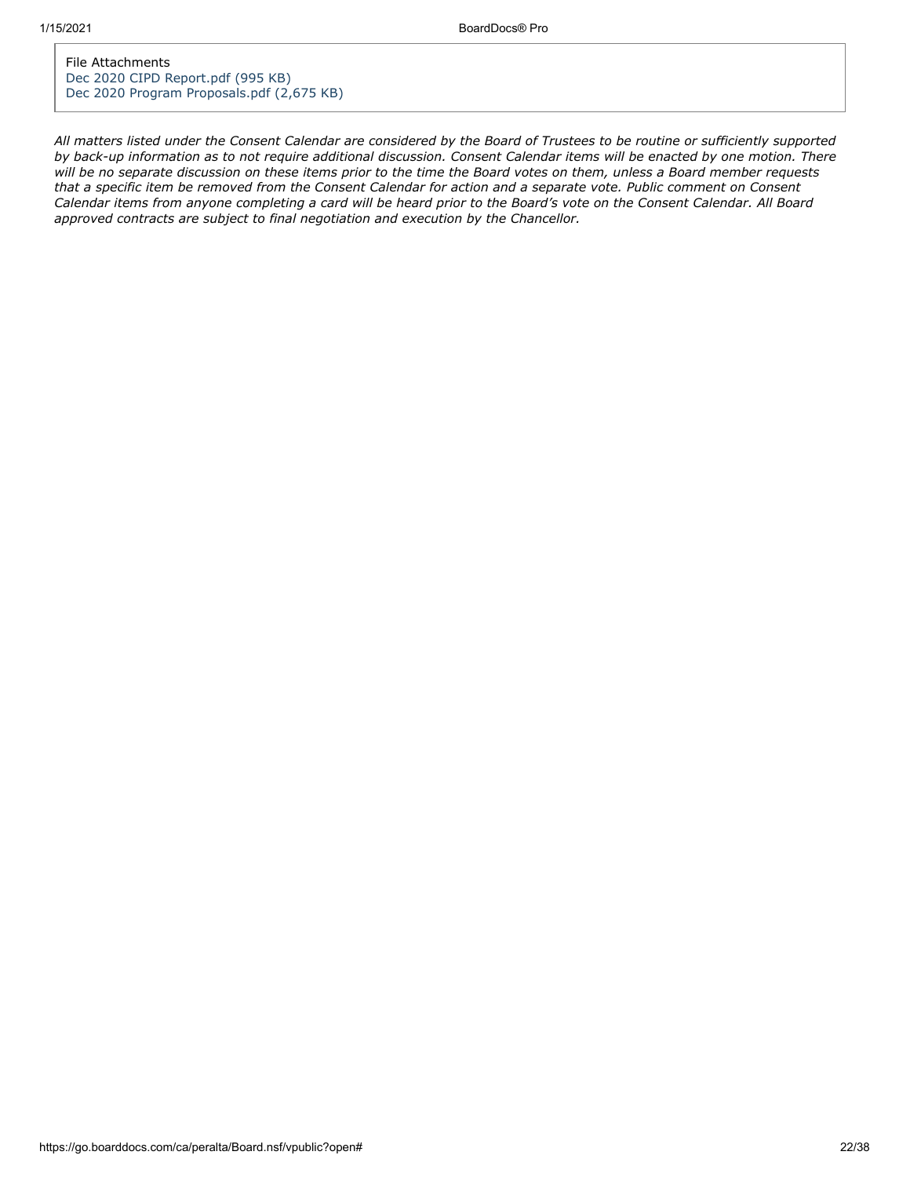File Attachments

Dec 2020 CIPD Report.pdf (995 KB)

Dec 2020 Program Proposals.pdf (2,675 KB)

*All matters listed under the Consent Calendar are considered by the Board of Trustees to be routine or sufficiently supported by back-up information as to not require additional discussion. Consent Calendar items will be enacted by one motion. There will be no separate discussion on these items prior to the time the Board votes on them, unless a Board member requests that a specific item be removed from the Consent Calendar for action and a separate vote. Public comment on Consent Calendar items from anyone completing a card will be heard prior to the Board's vote on the Consent Calendar. All Board approved contracts are subject to final negotiation and execution by the Chancellor.*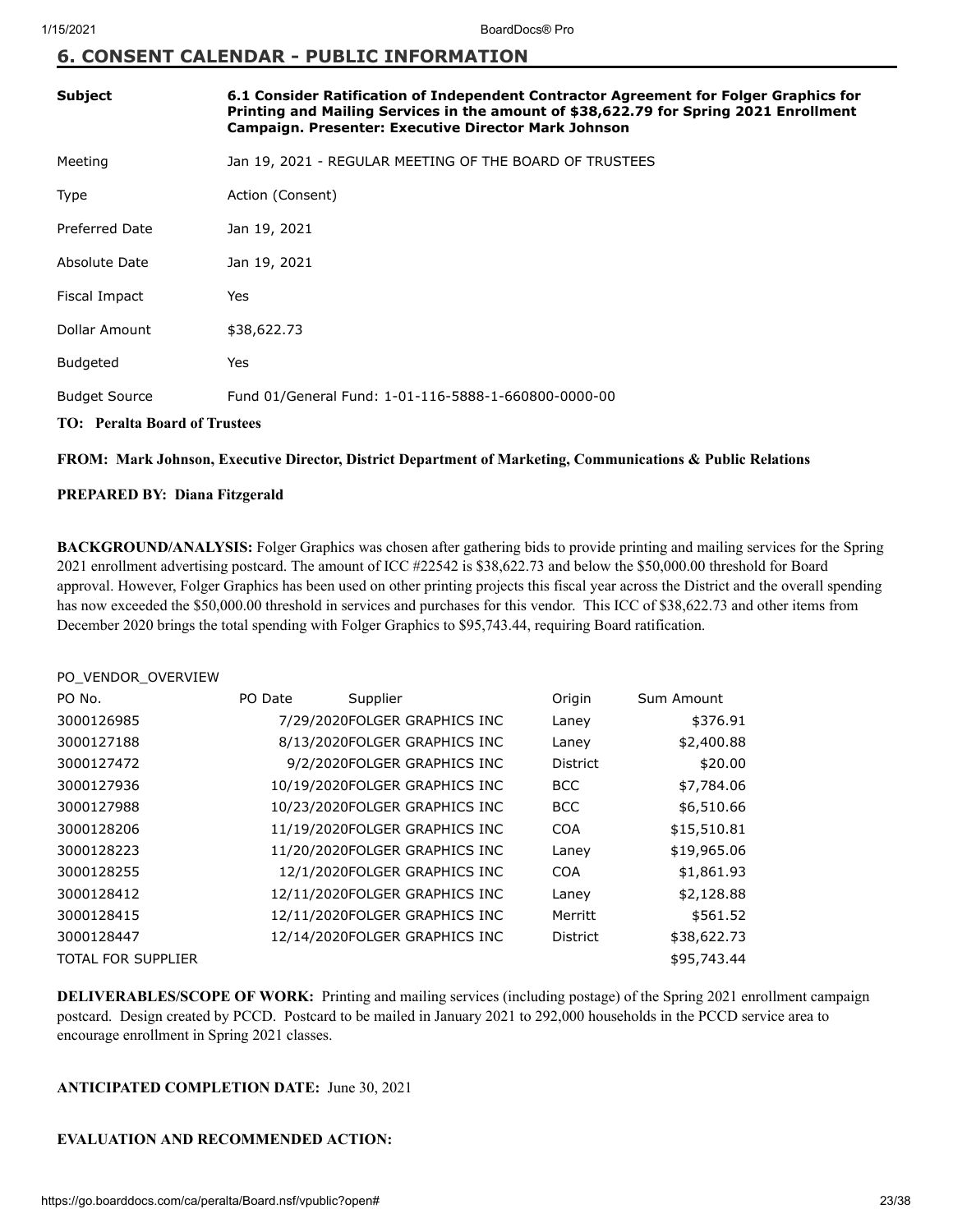# 6. CONSENT CALENDAR - PUBLIC INFORMATION

| | |
|---|---|
| **Subject** | **6.1 Consider Ratification of Independent Contractor Agreement for Folger Graphics for Printing and Mailing Services in the amount of $38,622.79 for Spring 2021 Enrollment Campaign. Presenter: Executive Director Mark Johnson** |
| Meeting | Jan 19, 2021 - REGULAR MEETING OF THE BOARD OF TRUSTEES |
| Type | Action (Consent) |
| Preferred Date | Jan 19, 2021 |
| Absolute Date | Jan 19, 2021 |
| Fiscal Impact | Yes |
| Dollar Amount | $38,622.73 |
| Budgeted | Yes |
| Budget Source | Fund 01/General Fund: 1-01-116-5888-1-660800-0000-00 |

**TO: Peralta Board of Trustees**

**FROM: Mark Johnson, Executive Director, District Department of Marketing, Communications & Public Relations**

**PREPARED BY: Diana Fitzgerald**

**BACKGROUND/ANALYSIS:** Folger Graphics was chosen after gathering bids to provide printing and mailing services for the Spring 2021 enrollment advertising postcard. The amount of ICC #22542 is $38,622.73 and below the $50,000.00 threshold for Board approval. However, Folger Graphics has been used on other printing projects this fiscal year across the District and the overall spending has now exceeded the $50,000.00 threshold in services and purchases for this vendor. This ICC of $38,622.73 and other items from December 2020 brings the total spending with Folger Graphics to $95,743.44, requiring Board ratification.

PO_VENDOR_OVERVIEW

| PO No. | PO Date | Supplier | Origin | Sum Amount |
|---|---|---|---|---|
| 3000126985 | 7/29/2020 | FOLGER GRAPHICS INC | Laney | $376.91 |
| 3000127188 | 8/13/2020 | FOLGER GRAPHICS INC | Laney | $2,400.88 |
| 3000127472 | 9/2/2020 | FOLGER GRAPHICS INC | District | $20.00 |
| 3000127936 | 10/19/2020 | FOLGER GRAPHICS INC | BCC | $7,784.06 |
| 3000127988 | 10/23/2020 | FOLGER GRAPHICS INC | BCC | $6,510.66 |
| 3000128206 | 11/19/2020 | FOLGER GRAPHICS INC | COA | $15,510.81 |
| 3000128223 | 11/20/2020 | FOLGER GRAPHICS INC | Laney | $19,965.06 |
| 3000128255 | 12/1/2020 | FOLGER GRAPHICS INC | COA | $1,861.93 |
| 3000128412 | 12/11/2020 | FOLGER GRAPHICS INC | Laney | $2,128.88 |
| 3000128415 | 12/11/2020 | FOLGER GRAPHICS INC | Merritt | $561.52 |
| 3000128447 | 12/14/2020 | FOLGER GRAPHICS INC | District | $38,622.73 |
| TOTAL FOR SUPPLIER | | | | $95,743.44 |

**DELIVERABLES/SCOPE OF WORK:** Printing and mailing services (including postage) of the Spring 2021 enrollment campaign postcard. Design created by PCCD. Postcard to be mailed in January 2021 to 292,000 households in the PCCD service area to encourage enrollment in Spring 2021 classes.

**ANTICIPATED COMPLETION DATE:** June 30, 2021

**EVALUATION AND RECOMMENDED ACTION:**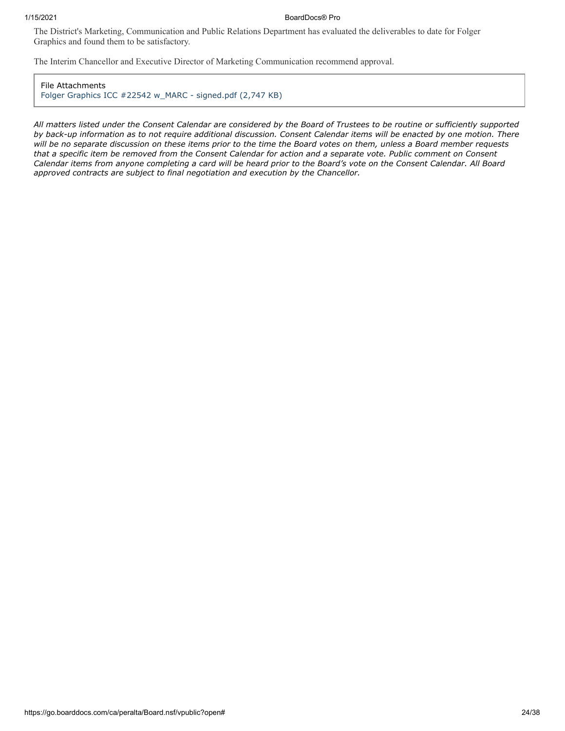The District's Marketing, Communication and Public Relations Department has evaluated the deliverables to date for Folger Graphics and found them to be satisfactory.

The Interim Chancellor and Executive Director of Marketing Communication recommend approval.

File Attachments
Folger Graphics ICC #22542 w_MARC - signed.pdf (2,747 KB)

*All matters listed under the Consent Calendar are considered by the Board of Trustees to be routine or sufficiently supported by back-up information as to not require additional discussion. Consent Calendar items will be enacted by one motion. There will be no separate discussion on these items prior to the time the Board votes on them, unless a Board member requests that a specific item be removed from the Consent Calendar for action and a separate vote. Public comment on Consent Calendar items from anyone completing a card will be heard prior to the Board's vote on the Consent Calendar. All Board approved contracts are subject to final negotiation and execution by the Chancellor.*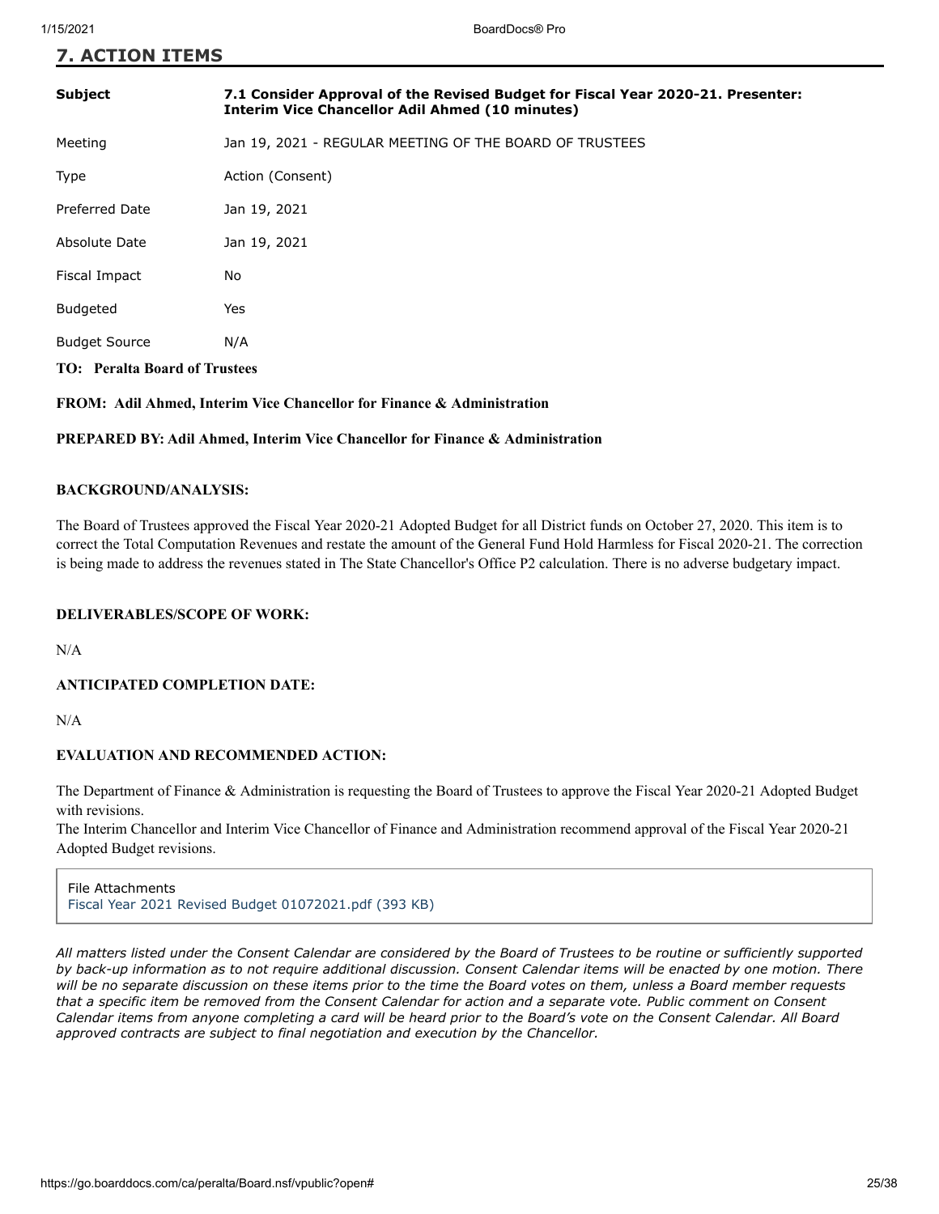## 7. ACTION ITEMS

| | |
|---|---|
| **Subject** | **7.1 Consider Approval of the Revised Budget for Fiscal Year 2020-21. Presenter: Interim Vice Chancellor Adil Ahmed (10 minutes)** |
| Meeting | Jan 19, 2021 - REGULAR MEETING OF THE BOARD OF TRUSTEES |
| Type | Action (Consent) |
| Preferred Date | Jan 19, 2021 |
| Absolute Date | Jan 19, 2021 |
| Fiscal Impact | No |
| Budgeted | Yes |
| Budget Source | N/A |

**TO: Peralta Board of Trustees**

**FROM: Adil Ahmed, Interim Vice Chancellor for Finance & Administration**

**PREPARED BY: Adil Ahmed, Interim Vice Chancellor for Finance & Administration**

**BACKGROUND/ANALYSIS:**

The Board of Trustees approved the Fiscal Year 2020-21 Adopted Budget for all District funds on October 27, 2020. This item is to correct the Total Computation Revenues and restate the amount of the General Fund Hold Harmless for Fiscal 2020-21. The correction is being made to address the revenues stated in The State Chancellor's Office P2 calculation. There is no adverse budgetary impact.

**DELIVERABLES/SCOPE OF WORK:**

N/A

**ANTICIPATED COMPLETION DATE:**

N/A

**EVALUATION AND RECOMMENDED ACTION:**

The Department of Finance & Administration is requesting the Board of Trustees to approve the Fiscal Year 2020-21 Adopted Budget with revisions.
The Interim Chancellor and Interim Vice Chancellor of Finance and Administration recommend approval of the Fiscal Year 2020-21 Adopted Budget revisions.

File Attachments
Fiscal Year 2021 Revised Budget 01072021.pdf (393 KB)

*All matters listed under the Consent Calendar are considered by the Board of Trustees to be routine or sufficiently supported by back-up information as to not require additional discussion. Consent Calendar items will be enacted by one motion. There will be no separate discussion on these items prior to the time the Board votes on them, unless a Board member requests that a specific item be removed from the Consent Calendar for action and a separate vote. Public comment on Consent Calendar items from anyone completing a card will be heard prior to the Board's vote on the Consent Calendar. All Board approved contracts are subject to final negotiation and execution by the Chancellor.*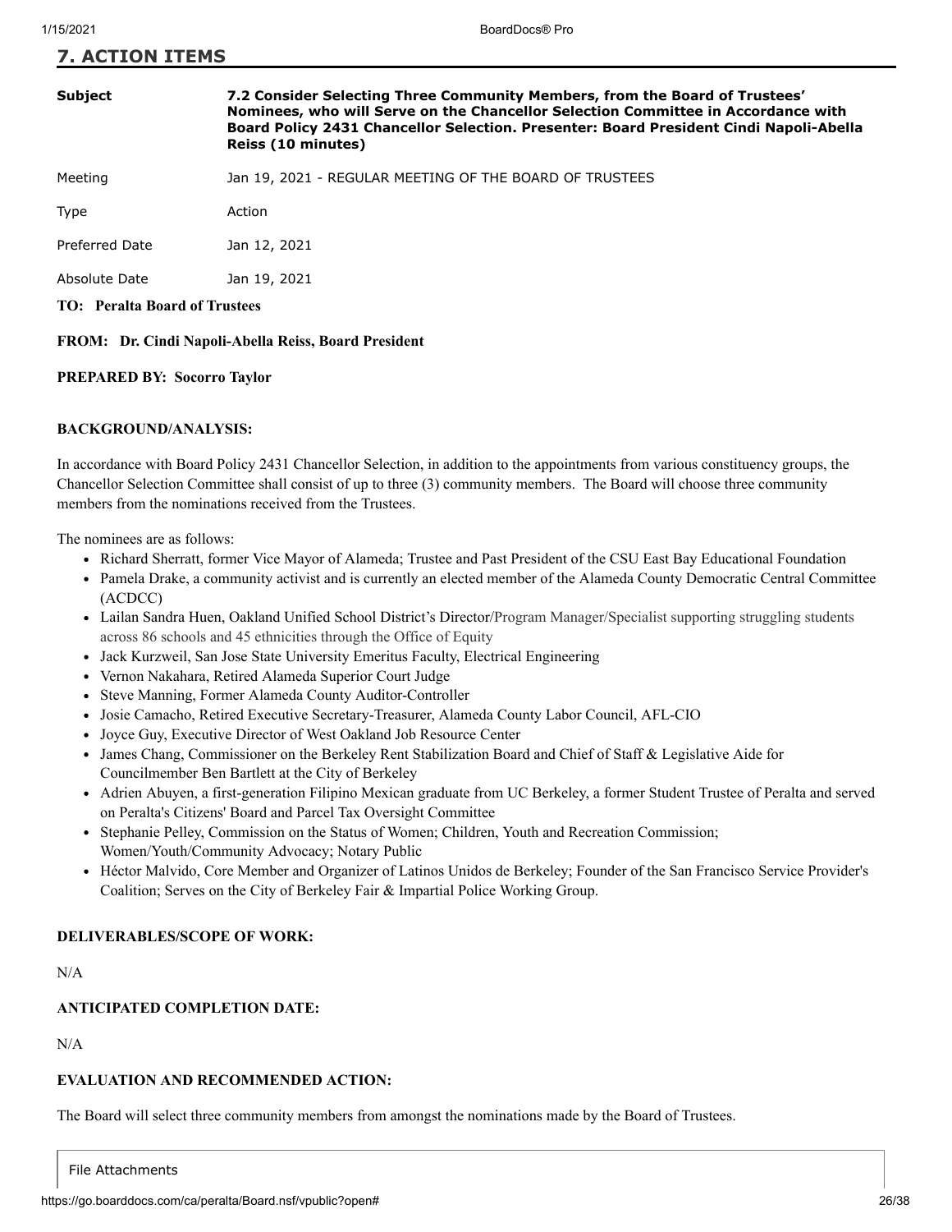## 7. ACTION ITEMS

| | |
|---|---|
| **Subject** | **7.2 Consider Selecting Three Community Members, from the Board of Trustees' Nominees, who will Serve on the Chancellor Selection Committee in Accordance with Board Policy 2431 Chancellor Selection. Presenter: Board President Cindi Napoli-Abella Reiss (10 minutes)** |
| Meeting | Jan 19, 2021 - REGULAR MEETING OF THE BOARD OF TRUSTEES |
| Type | Action |
| Preferred Date | Jan 12, 2021 |
| Absolute Date | Jan 19, 2021 |

**TO: Peralta Board of Trustees**

**FROM: Dr. Cindi Napoli-Abella Reiss, Board President**

**PREPARED BY: Socorro Taylor**

**BACKGROUND/ANALYSIS:**

In accordance with Board Policy 2431 Chancellor Selection, in addition to the appointments from various constituency groups, the Chancellor Selection Committee shall consist of up to three (3) community members. The Board will choose three community members from the nominations received from the Trustees.

The nominees are as follows:

- Richard Sherratt, former Vice Mayor of Alameda; Trustee and Past President of the CSU East Bay Educational Foundation
- Pamela Drake, a community activist and is currently an elected member of the Alameda County Democratic Central Committee (ACDCC)
- Lailan Sandra Huen, Oakland Unified School District's Director/Program Manager/Specialist supporting struggling students across 86 schools and 45 ethnicities through the Office of Equity
- Jack Kurzweil, San Jose State University Emeritus Faculty, Electrical Engineering
- Vernon Nakahara, Retired Alameda Superior Court Judge
- Steve Manning, Former Alameda County Auditor-Controller
- Josie Camacho, Retired Executive Secretary-Treasurer, Alameda County Labor Council, AFL-CIO
- Joyce Guy, Executive Director of West Oakland Job Resource Center
- James Chang, Commissioner on the Berkeley Rent Stabilization Board and Chief of Staff & Legislative Aide for Councilmember Ben Bartlett at the City of Berkeley
- Adrien Abuyen, a first-generation Filipino Mexican graduate from UC Berkeley, a former Student Trustee of Peralta and served on Peralta's Citizens' Board and Parcel Tax Oversight Committee
- Stephanie Pelley, Commission on the Status of Women; Children, Youth and Recreation Commission; Women/Youth/Community Advocacy; Notary Public
- Héctor Malvido, Core Member and Organizer of Latinos Unidos de Berkeley; Founder of the San Francisco Service Provider's Coalition; Serves on the City of Berkeley Fair & Impartial Police Working Group.

**DELIVERABLES/SCOPE OF WORK:**

N/A

**ANTICIPATED COMPLETION DATE:**

N/A

**EVALUATION AND RECOMMENDED ACTION:**

The Board will select three community members from amongst the nominations made by the Board of Trustees.

File Attachments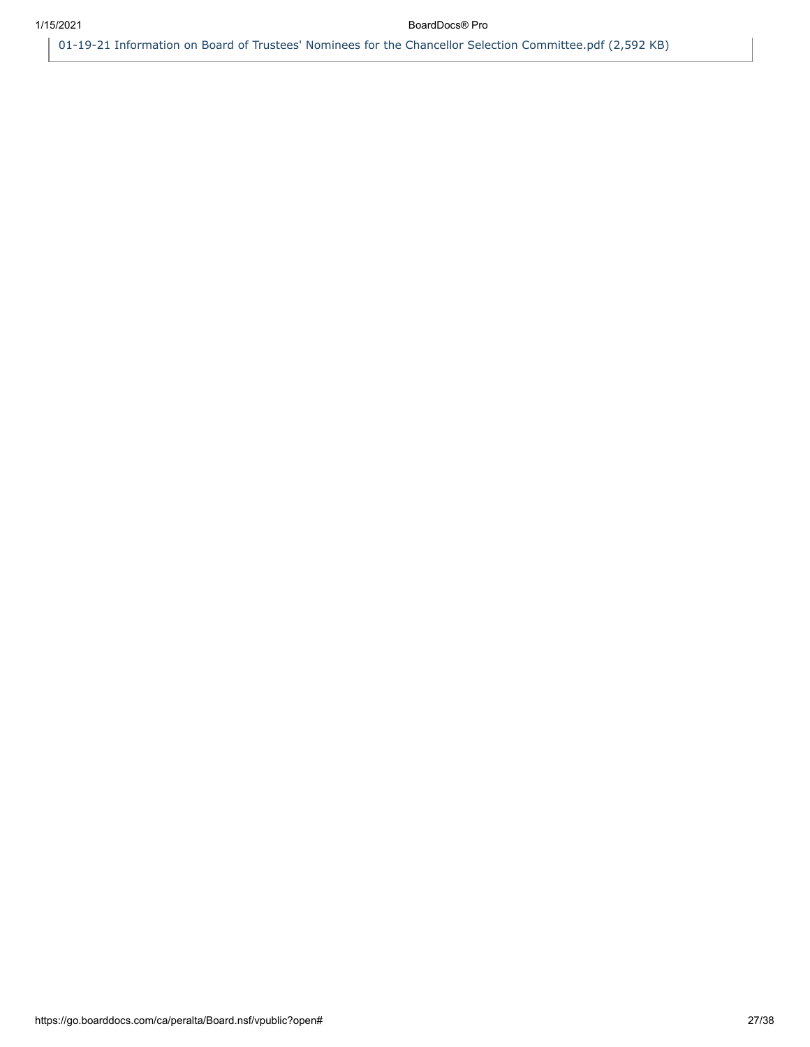01-19-21 Information on Board of Trustees' Nominees for the Chancellor Selection Committee.pdf (2,592 KB)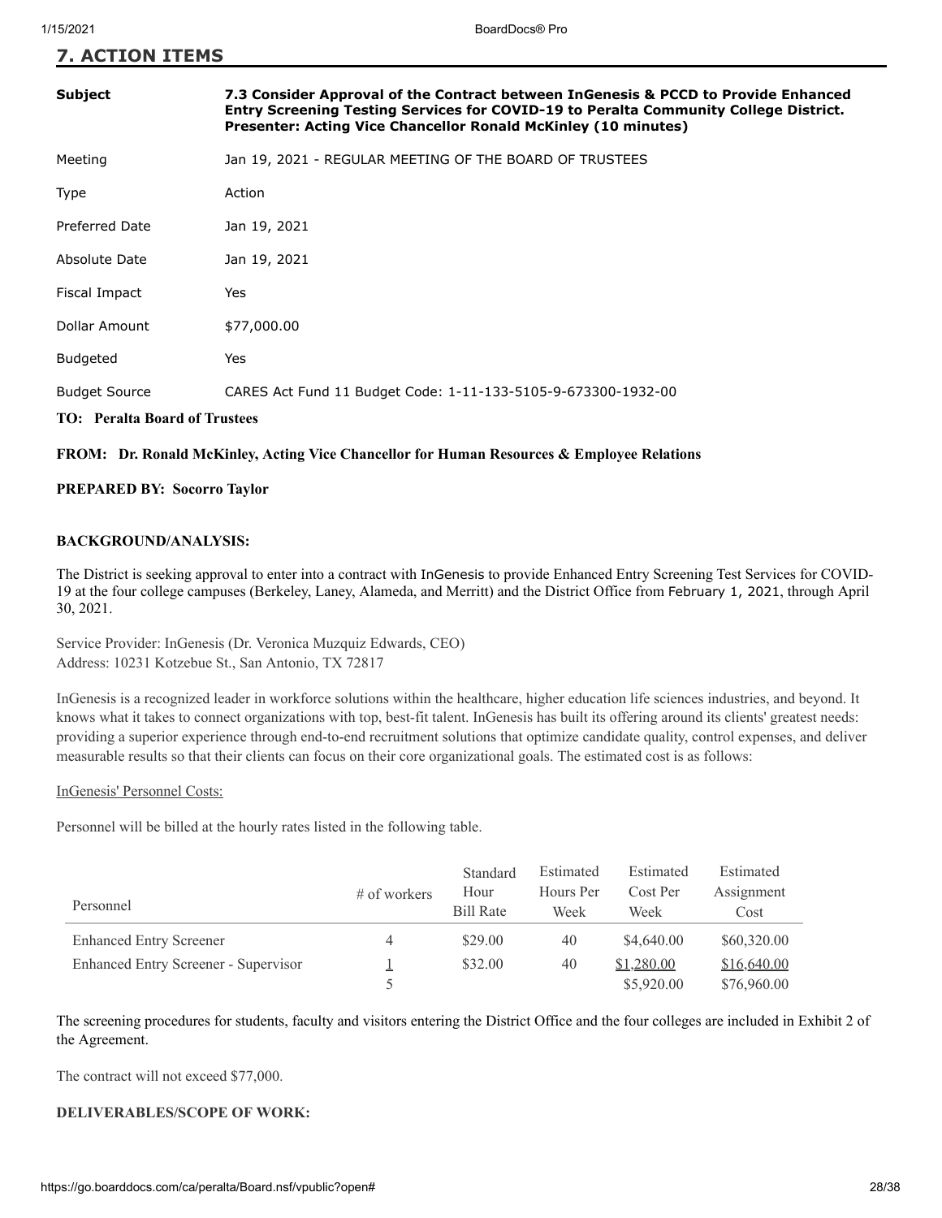## 7. ACTION ITEMS

| | |
|---|---|
| **Subject** | **7.3 Consider Approval of the Contract between InGenesis & PCCD to Provide Enhanced Entry Screening Testing Services for COVID-19 to Peralta Community College District. Presenter: Acting Vice Chancellor Ronald McKinley (10 minutes)** |
| Meeting | Jan 19, 2021 - REGULAR MEETING OF THE BOARD OF TRUSTEES |
| Type | Action |
| Preferred Date | Jan 19, 2021 |
| Absolute Date | Jan 19, 2021 |
| Fiscal Impact | Yes |
| Dollar Amount | $77,000.00 |
| Budgeted | Yes |
| Budget Source | CARES Act Fund 11 Budget Code: 1-11-133-5105-9-673300-1932-00 |

**TO: Peralta Board of Trustees**

**FROM: Dr. Ronald McKinley, Acting Vice Chancellor for Human Resources & Employee Relations**

**PREPARED BY: Socorro Taylor**

**BACKGROUND/ANALYSIS:**

The District is seeking approval to enter into a contract with InGenesis to provide Enhanced Entry Screening Test Services for COVID-19 at the four college campuses (Berkeley, Laney, Alameda, and Merritt) and the District Office from February 1, 2021, through April 30, 2021.

Service Provider: InGenesis (Dr. Veronica Muzquiz Edwards, CEO)
Address: 10231 Kotzebue St., San Antonio, TX 72817

InGenesis is a recognized leader in workforce solutions within the healthcare, higher education life sciences industries, and beyond. It knows what it takes to connect organizations with top, best-fit talent. InGenesis has built its offering around its clients' greatest needs: providing a superior experience through end-to-end recruitment solutions that optimize candidate quality, control expenses, and deliver measurable results so that their clients can focus on their core organizational goals. The estimated cost is as follows:

InGenesis' Personnel Costs:

Personnel will be billed at the hourly rates listed in the following table.

| Personnel | # of workers | Standard Hour Bill Rate | Estimated Hours Per Week | Estimated Cost Per Week | Estimated Assignment Cost |
|---|---|---|---|---|---|
| Enhanced Entry Screener | 4 | $29.00 | 40 | $4,640.00 | $60,320.00 |
| Enhanced Entry Screener - Supervisor | 1 | $32.00 | 40 | $1,280.00 | $16,640.00 |
| | 5 | | | $5,920.00 | $76,960.00 |

The screening procedures for students, faculty and visitors entering the District Office and the four colleges are included in Exhibit 2 of the Agreement.

The contract will not exceed $77,000.

**DELIVERABLES/SCOPE OF WORK:**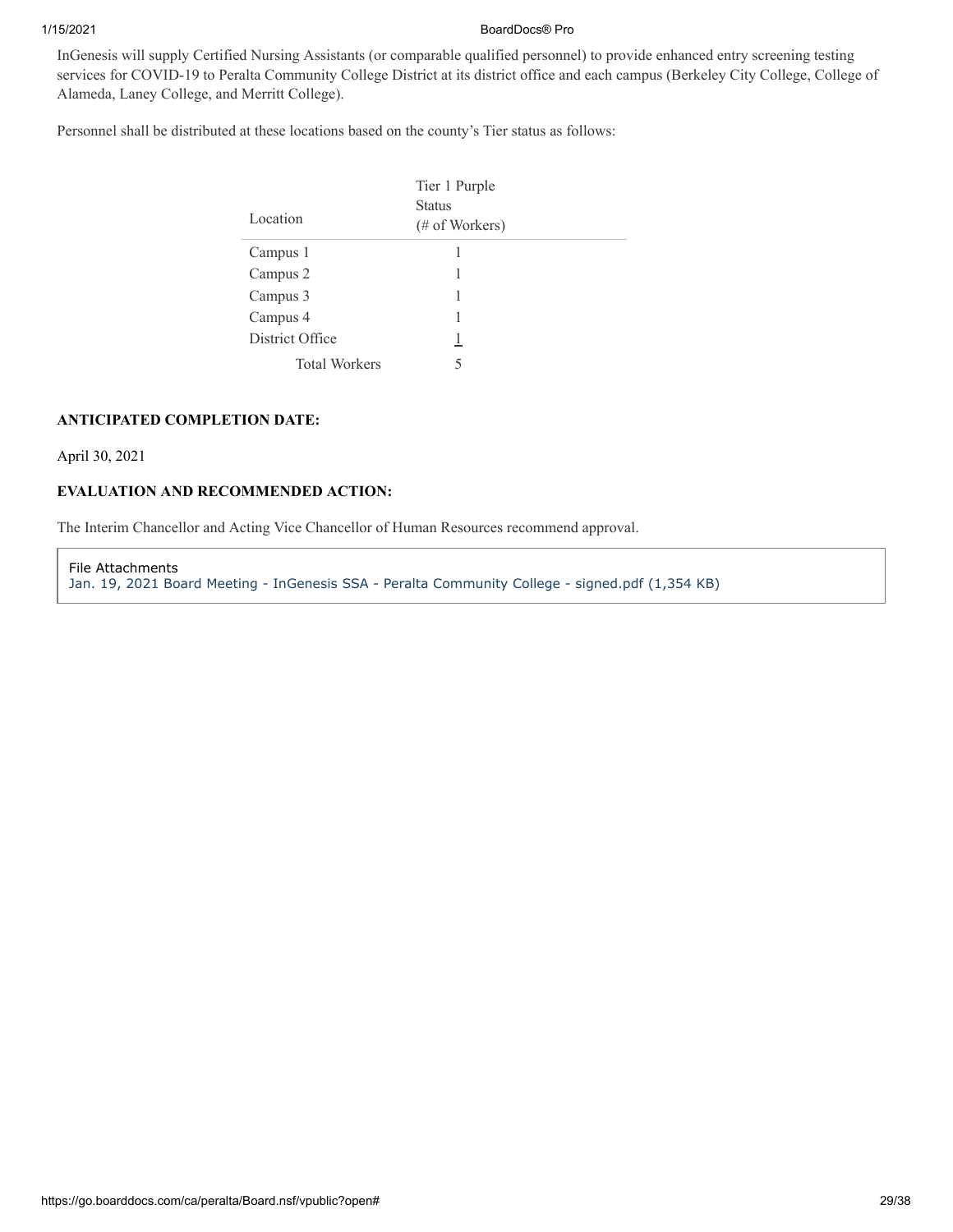InGenesis will supply Certified Nursing Assistants (or comparable qualified personnel) to provide enhanced entry screening testing services for COVID-19 to Peralta Community College District at its district office and each campus (Berkeley City College, College of Alameda, Laney College, and Merritt College).

Personnel shall be distributed at these locations based on the county's Tier status as follows:

| Location | Tier 1 Purple Status (# of Workers) |
|---|---|
| Campus 1 | 1 |
| Campus 2 | 1 |
| Campus 3 | 1 |
| Campus 4 | 1 |
| District Office | 1 |
| Total Workers | 5 |

**ANTICIPATED COMPLETION DATE:**

April 30, 2021

**EVALUATION AND RECOMMENDED ACTION:**

The Interim Chancellor and Acting Vice Chancellor of Human Resources recommend approval.

File Attachments
Jan. 19, 2021 Board Meeting - InGenesis SSA - Peralta Community College - signed.pdf (1,354 KB)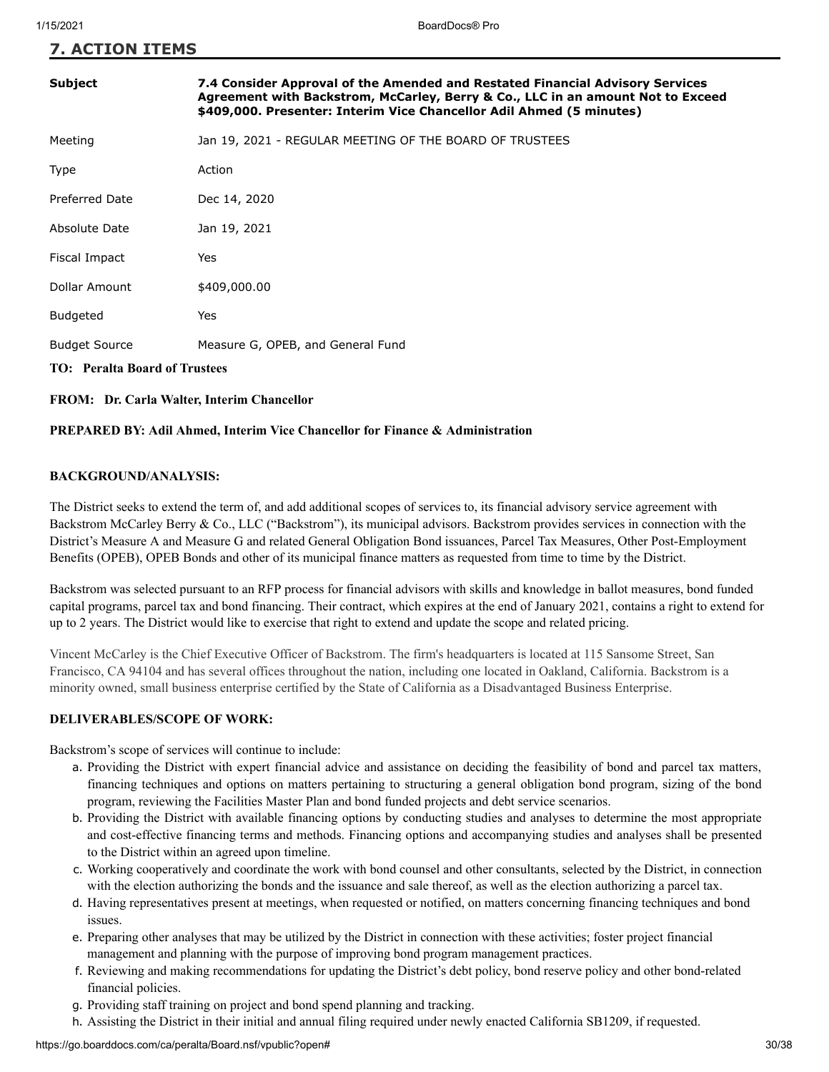## 7. ACTION ITEMS

| | |
|---|---|
| **Subject** | **7.4 Consider Approval of the Amended and Restated Financial Advisory Services Agreement with Backstrom, McCarley, Berry & Co., LLC in an amount Not to Exceed $409,000. Presenter: Interim Vice Chancellor Adil Ahmed (5 minutes)** |
| Meeting | Jan 19, 2021 - REGULAR MEETING OF THE BOARD OF TRUSTEES |
| Type | Action |
| Preferred Date | Dec 14, 2020 |
| Absolute Date | Jan 19, 2021 |
| Fiscal Impact | Yes |
| Dollar Amount | $409,000.00 |
| Budgeted | Yes |
| Budget Source | Measure G, OPEB, and General Fund |

**TO: Peralta Board of Trustees**

**FROM: Dr. Carla Walter, Interim Chancellor**

**PREPARED BY: Adil Ahmed, Interim Vice Chancellor for Finance & Administration**

**BACKGROUND/ANALYSIS:**

The District seeks to extend the term of, and add additional scopes of services to, its financial advisory service agreement with Backstrom McCarley Berry & Co., LLC ("Backstrom"), its municipal advisors. Backstrom provides services in connection with the District's Measure A and Measure G and related General Obligation Bond issuances, Parcel Tax Measures, Other Post-Employment Benefits (OPEB), OPEB Bonds and other of its municipal finance matters as requested from time to time by the District.

Backstrom was selected pursuant to an RFP process for financial advisors with skills and knowledge in ballot measures, bond funded capital programs, parcel tax and bond financing. Their contract, which expires at the end of January 2021, contains a right to extend for up to 2 years. The District would like to exercise that right to extend and update the scope and related pricing.

Vincent McCarley is the Chief Executive Officer of Backstrom. The firm's headquarters is located at 115 Sansome Street, San Francisco, CA 94104 and has several offices throughout the nation, including one located in Oakland, California. Backstrom is a minority owned, small business enterprise certified by the State of California as a Disadvantaged Business Enterprise.

**DELIVERABLES/SCOPE OF WORK:**

Backstrom's scope of services will continue to include:

a. Providing the District with expert financial advice and assistance on deciding the feasibility of bond and parcel tax matters, financing techniques and options on matters pertaining to structuring a general obligation bond program, sizing of the bond program, reviewing the Facilities Master Plan and bond funded projects and debt service scenarios.
b. Providing the District with available financing options by conducting studies and analyses to determine the most appropriate and cost-effective financing terms and methods. Financing options and accompanying studies and analyses shall be presented to the District within an agreed upon timeline.
c. Working cooperatively and coordinate the work with bond counsel and other consultants, selected by the District, in connection with the election authorizing the bonds and the issuance and sale thereof, as well as the election authorizing a parcel tax.
d. Having representatives present at meetings, when requested or notified, on matters concerning financing techniques and bond issues.
e. Preparing other analyses that may be utilized by the District in connection with these activities; foster project financial management and planning with the purpose of improving bond program management practices.
f. Reviewing and making recommendations for updating the District's debt policy, bond reserve policy and other bond-related financial policies.
g. Providing staff training on project and bond spend planning and tracking.
h. Assisting the District in their initial and annual filing required under newly enacted California SB1209, if requested.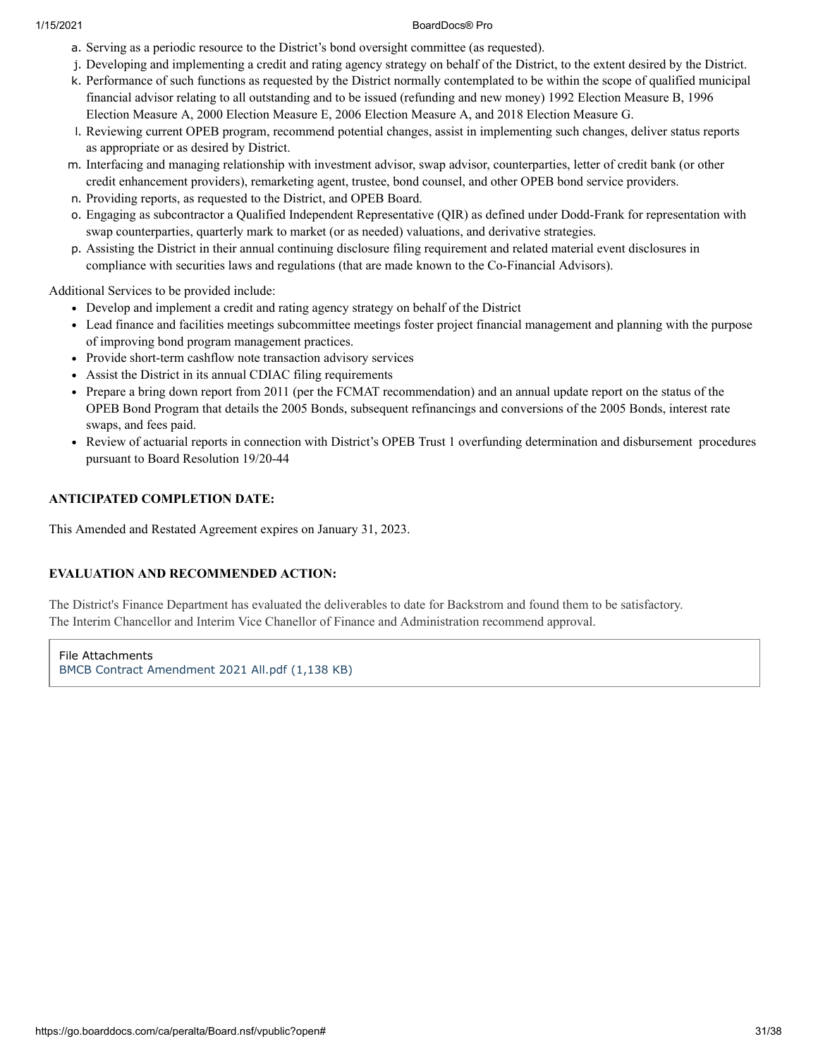a. Serving as a periodic resource to the District's bond oversight committee (as requested).
j. Developing and implementing a credit and rating agency strategy on behalf of the District, to the extent desired by the District.
k. Performance of such functions as requested by the District normally contemplated to be within the scope of qualified municipal financial advisor relating to all outstanding and to be issued (refunding and new money) 1992 Election Measure B, 1996 Election Measure A, 2000 Election Measure E, 2006 Election Measure A, and 2018 Election Measure G.
l. Reviewing current OPEB program, recommend potential changes, assist in implementing such changes, deliver status reports as appropriate or as desired by District.
m. Interfacing and managing relationship with investment advisor, swap advisor, counterparties, letter of credit bank (or other credit enhancement providers), remarketing agent, trustee, bond counsel, and other OPEB bond service providers.
n. Providing reports, as requested to the District, and OPEB Board.
o. Engaging as subcontractor a Qualified Independent Representative (QIR) as defined under Dodd-Frank for representation with swap counterparties, quarterly mark to market (or as needed) valuations, and derivative strategies.
p. Assisting the District in their annual continuing disclosure filing requirement and related material event disclosures in compliance with securities laws and regulations (that are made known to the Co-Financial Advisors).

Additional Services to be provided include:

- Develop and implement a credit and rating agency strategy on behalf of the District
- Lead finance and facilities meetings subcommittee meetings foster project financial management and planning with the purpose of improving bond program management practices.
- Provide short-term cashflow note transaction advisory services
- Assist the District in its annual CDIAC filing requirements
- Prepare a bring down report from 2011 (per the FCMAT recommendation) and an annual update report on the status of the OPEB Bond Program that details the 2005 Bonds, subsequent refinancings and conversions of the 2005 Bonds, interest rate swaps, and fees paid.
- Review of actuarial reports in connection with District's OPEB Trust 1 overfunding determination and disbursement procedures pursuant to Board Resolution 19/20-44

**ANTICIPATED COMPLETION DATE:**

This Amended and Restated Agreement expires on January 31, 2023.

**EVALUATION AND RECOMMENDED ACTION:**

The District's Finance Department has evaluated the deliverables to date for Backstrom and found them to be satisfactory.
The Interim Chancellor and Interim Vice Chanellor of Finance and Administration recommend approval.

File Attachments
BMCB Contract Amendment 2021 All.pdf (1,138 KB)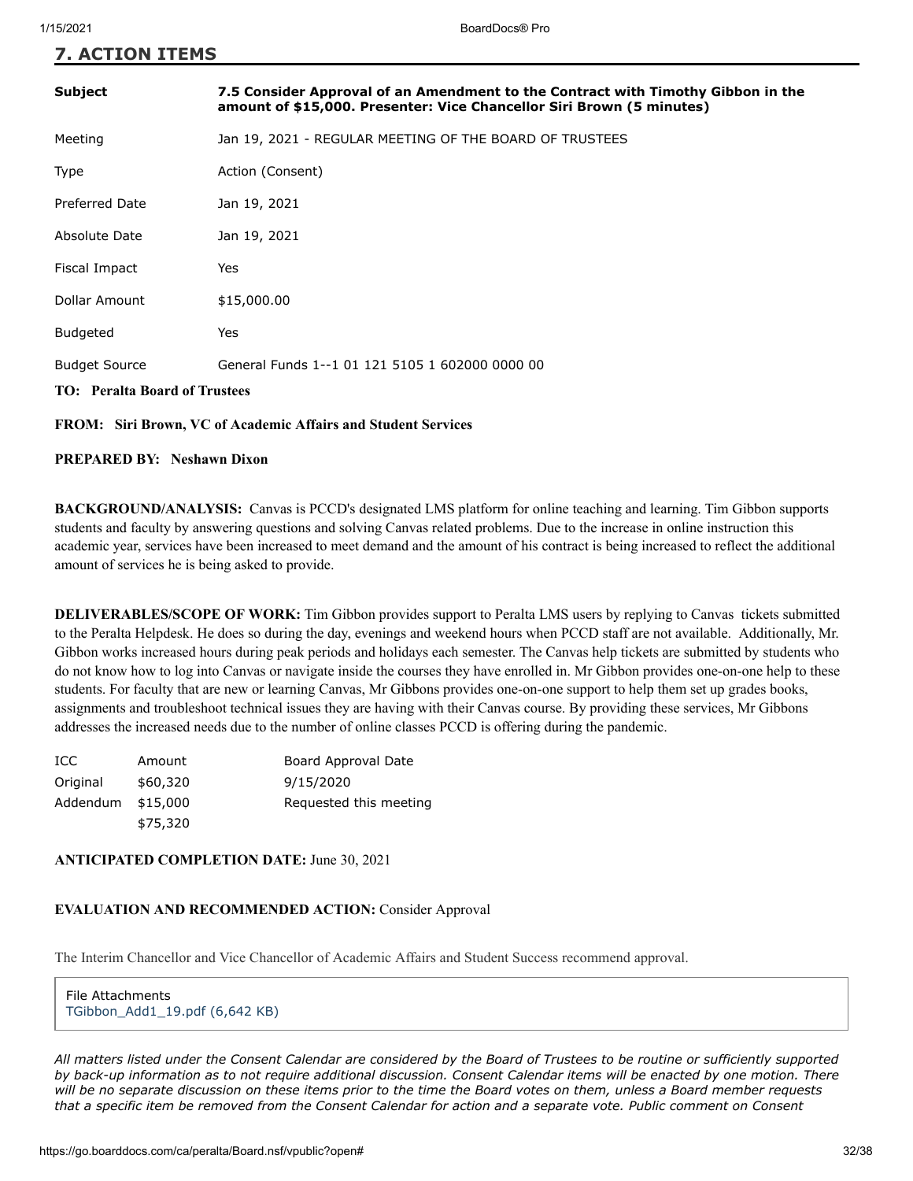## 7. ACTION ITEMS

| | |
|---|---|
| **Subject** | **7.5 Consider Approval of an Amendment to the Contract with Timothy Gibbon in the amount of $15,000. Presenter: Vice Chancellor Siri Brown (5 minutes)** |
| Meeting | Jan 19, 2021 - REGULAR MEETING OF THE BOARD OF TRUSTEES |
| Type | Action (Consent) |
| Preferred Date | Jan 19, 2021 |
| Absolute Date | Jan 19, 2021 |
| Fiscal Impact | Yes |
| Dollar Amount | $15,000.00 |
| Budgeted | Yes |
| Budget Source | General Funds 1--1 01 121 5105 1 602000 0000 00 |

**TO: Peralta Board of Trustees**

**FROM: Siri Brown, VC of Academic Affairs and Student Services**

**PREPARED BY: Neshawn Dixon**

**BACKGROUND/ANALYSIS:** Canvas is PCCD's designated LMS platform for online teaching and learning. Tim Gibbon supports students and faculty by answering questions and solving Canvas related problems. Due to the increase in online instruction this academic year, services have been increased to meet demand and the amount of his contract is being increased to reflect the additional amount of services he is being asked to provide.

**DELIVERABLES/SCOPE OF WORK:** Tim Gibbon provides support to Peralta LMS users by replying to Canvas tickets submitted to the Peralta Helpdesk. He does so during the day, evenings and weekend hours when PCCD staff are not available. Additionally, Mr. Gibbon works increased hours during peak periods and holidays each semester. The Canvas help tickets are submitted by students who do not know how to log into Canvas or navigate inside the courses they have enrolled in. Mr Gibbon provides one-on-one help to these students. For faculty that are new or learning Canvas, Mr Gibbons provides one-on-one support to help them set up grades books, assignments and troubleshoot technical issues they are having with their Canvas course. By providing these services, Mr Gibbons addresses the increased needs due to the number of online classes PCCD is offering during the pandemic.

| ICC | Amount | Board Approval Date |
|---|---|---|
| Original | $60,320 | 9/15/2020 |
| Addendum | $15,000 | Requested this meeting |
| | $75,320 | |

**ANTICIPATED COMPLETION DATE:** June 30, 2021

**EVALUATION AND RECOMMENDED ACTION:** Consider Approval

The Interim Chancellor and Vice Chancellor of Academic Affairs and Student Success recommend approval.

File Attachments
TGibbon_Add1_19.pdf (6,642 KB)

*All matters listed under the Consent Calendar are considered by the Board of Trustees to be routine or sufficiently supported by back-up information as to not require additional discussion. Consent Calendar items will be enacted by one motion. There will be no separate discussion on these items prior to the time the Board votes on them, unless a Board member requests that a specific item be removed from the Consent Calendar for action and a separate vote. Public comment on Consent*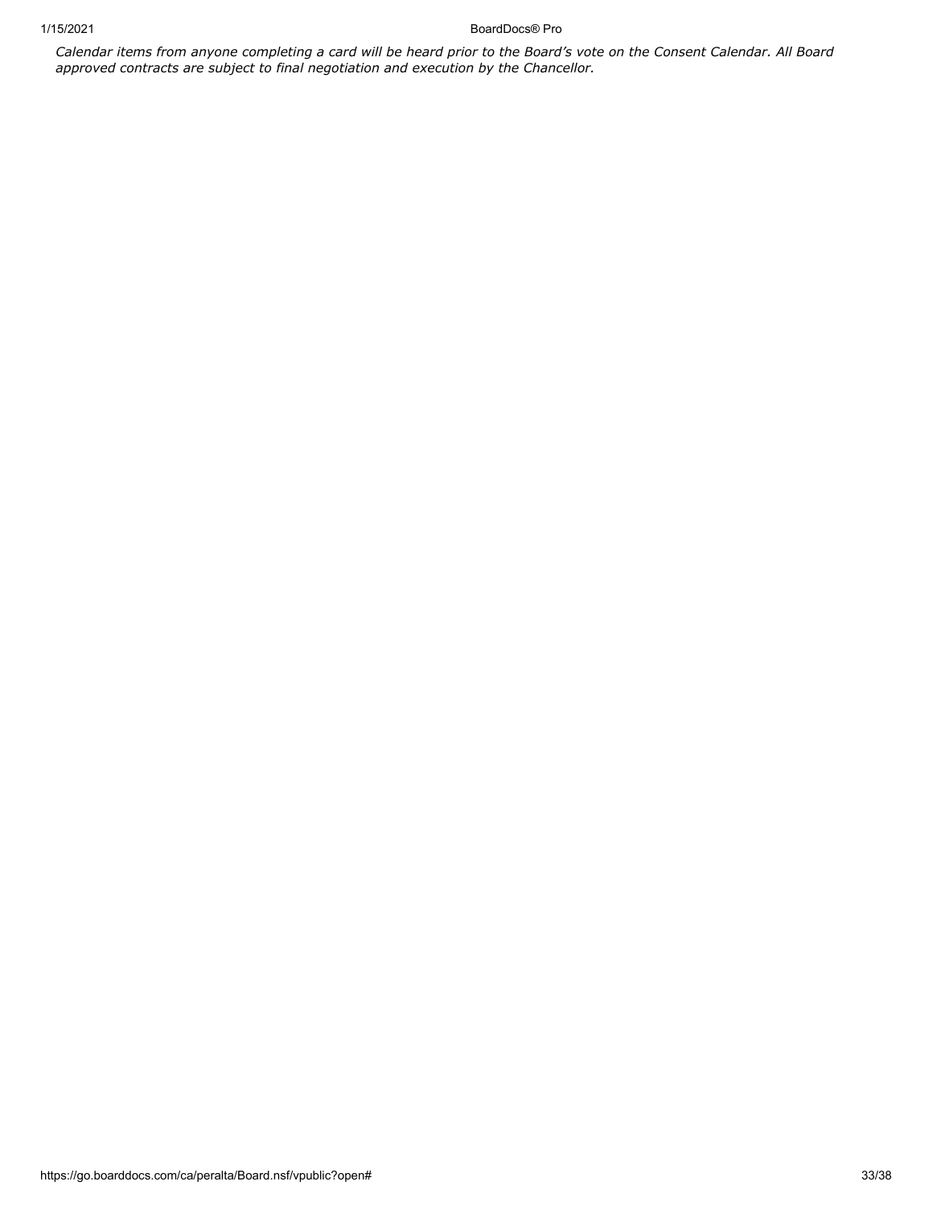*Calendar items from anyone completing a card will be heard prior to the Board's vote on the Consent Calendar. All Board approved contracts are subject to final negotiation and execution by the Chancellor.*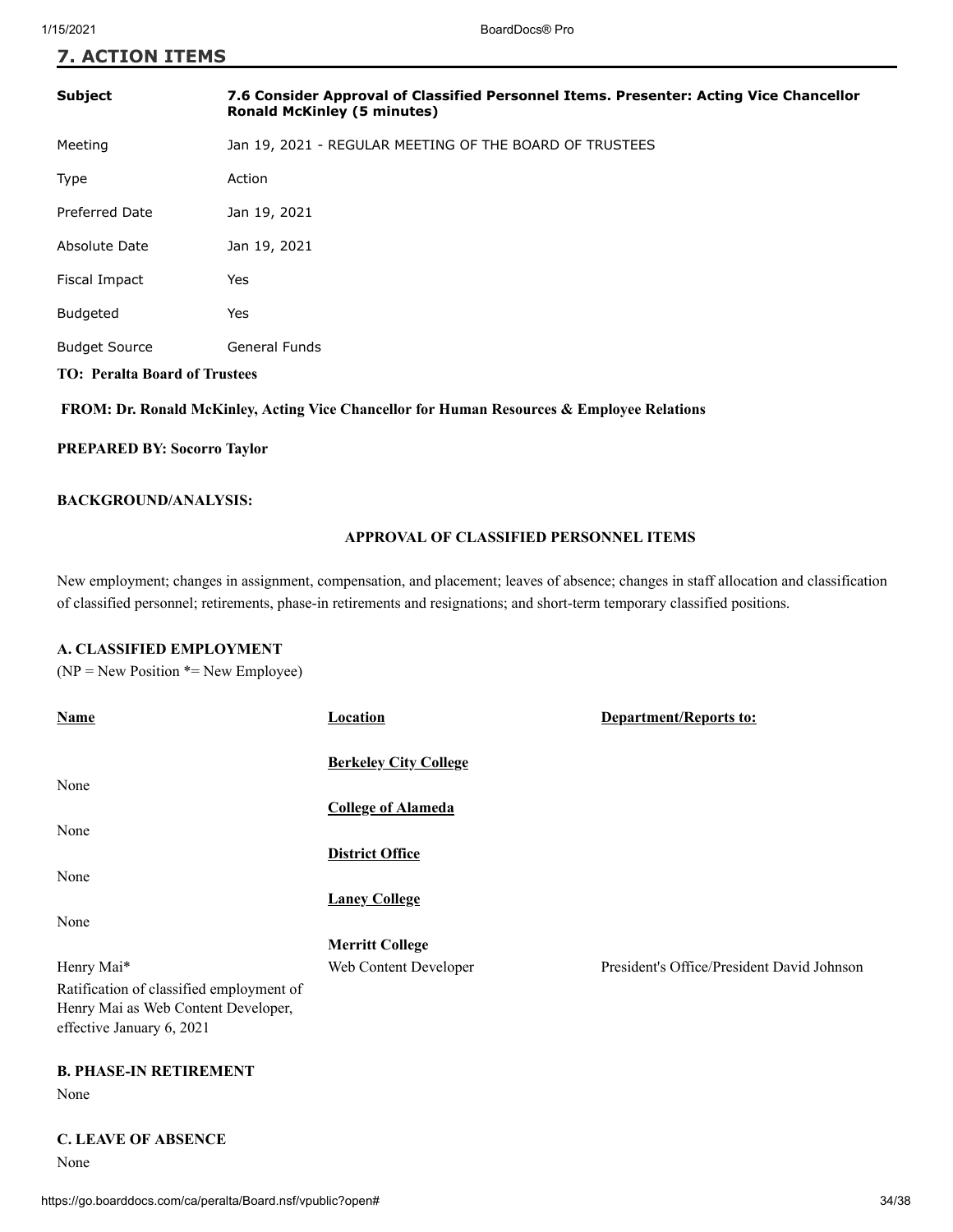## 7. ACTION ITEMS

| | |
|---|---|
| **Subject** | **7.6 Consider Approval of Classified Personnel Items. Presenter: Acting Vice Chancellor Ronald McKinley (5 minutes)** |
| Meeting | Jan 19, 2021 - REGULAR MEETING OF THE BOARD OF TRUSTEES |
| Type | Action |
| Preferred Date | Jan 19, 2021 |
| Absolute Date | Jan 19, 2021 |
| Fiscal Impact | Yes |
| Budgeted | Yes |
| Budget Source | General Funds |

**TO: Peralta Board of Trustees**

**FROM: Dr. Ronald McKinley, Acting Vice Chancellor for Human Resources & Employee Relations**

**PREPARED BY: Socorro Taylor**

**BACKGROUND/ANALYSIS:**

**APPROVAL OF CLASSIFIED PERSONNEL ITEMS**

New employment; changes in assignment, compensation, and placement; leaves of absence; changes in staff allocation and classification of classified personnel; retirements, phase-in retirements and resignations; and short-term temporary classified positions.

**A. CLASSIFIED EMPLOYMENT**

(NP = New Position *= New Employee)

| Name | Location | Department/Reports to: |
|---|---|---|
| | **Berkeley City College** | |
| None | | |
| | **College of Alameda** | |
| None | | |
| | **District Office** | |
| None | | |
| | **Laney College** | |
| None | | |
| | **Merritt College** | |
| Henry Mai* | Web Content Developer | President's Office/President David Johnson |
| Ratification of classified employment of Henry Mai as Web Content Developer, effective January 6, 2021 | | |

**B. PHASE-IN RETIREMENT**

None

**C. LEAVE OF ABSENCE**

None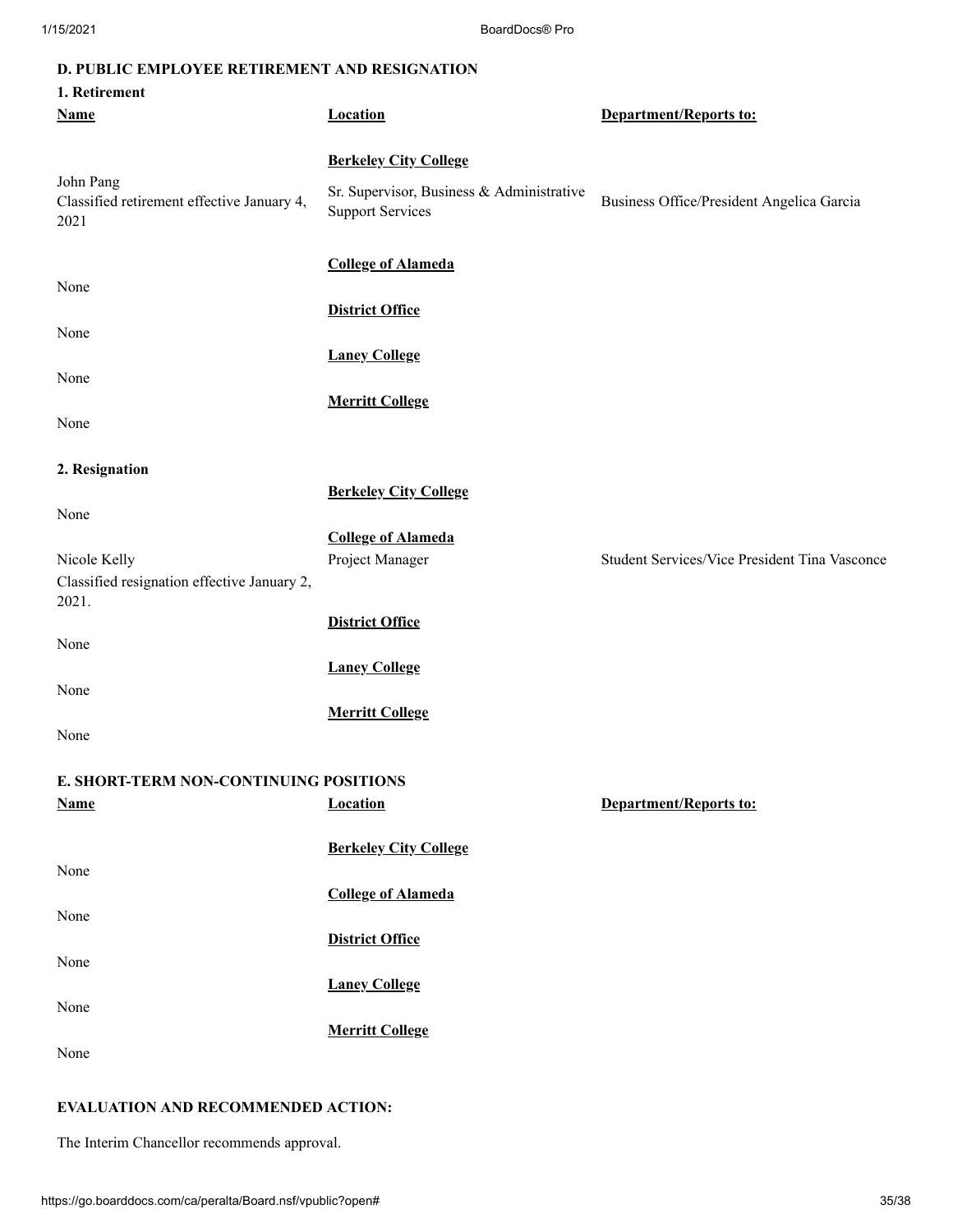### D. PUBLIC EMPLOYEE RETIREMENT AND RESIGNATION

#### 1. Retirement

| Name | Location | Department/Reports to: |
|---|---|---|
| | **Berkeley City College** | |
| John Pang<br>Classified retirement effective January 4, 2021 | Sr. Supervisor, Business & Administrative Support Services | Business Office/President Angelica Garcia |
| | **College of Alameda** | |
| None | | |
| | **District Office** | |
| None | | |
| | **Laney College** | |
| None | | |
| | **Merritt College** | |
| None | | |

#### 2. Resignation

| Name | Location | Department/Reports to: |
|---|---|---|
| | **Berkeley City College** | |
| None | | |
| | **College of Alameda** | |
| Nicole Kelly<br>Classified resignation effective January 2, 2021. | Project Manager | Student Services/Vice President Tina Vasconce |
| | **District Office** | |
| None | | |
| | **Laney College** | |
| None | | |
| | **Merritt College** | |
| None | | |

### E. SHORT-TERM NON-CONTINUING POSITIONS

| Name | Location | Department/Reports to: |
|---|---|---|
| | **Berkeley City College** | |
| None | | |
| | **College of Alameda** | |
| None | | |
| | **District Office** | |
| None | | |
| | **Laney College** | |
| None | | |
| | **Merritt College** | |
| None | | |

### EVALUATION AND RECOMMENDED ACTION:

The Interim Chancellor recommends approval.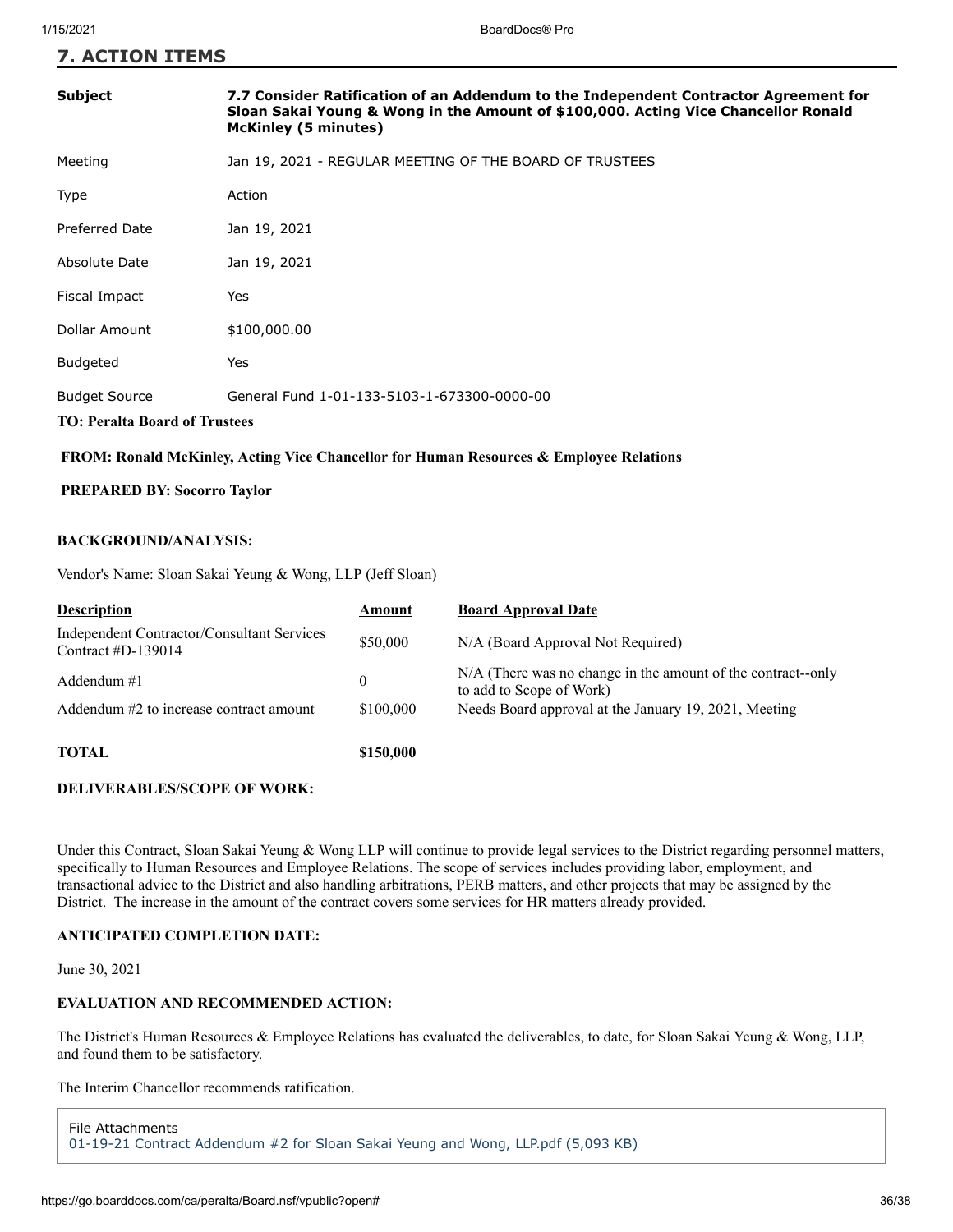## 7. ACTION ITEMS

| | |
|---|---|
| **Subject** | **7.7 Consider Ratification of an Addendum to the Independent Contractor Agreement for Sloan Sakai Young & Wong in the Amount of $100,000. Acting Vice Chancellor Ronald McKinley (5 minutes)** |
| Meeting | Jan 19, 2021 - REGULAR MEETING OF THE BOARD OF TRUSTEES |
| Type | Action |
| Preferred Date | Jan 19, 2021 |
| Absolute Date | Jan 19, 2021 |
| Fiscal Impact | Yes |
| Dollar Amount | $100,000.00 |
| Budgeted | Yes |
| Budget Source | General Fund 1-01-133-5103-1-673300-0000-00 |

**TO: Peralta Board of Trustees**

**FROM: Ronald McKinley, Acting Vice Chancellor for Human Resources & Employee Relations**

**PREPARED BY: Socorro Taylor**

**BACKGROUND/ANALYSIS:**

Vendor's Name: Sloan Sakai Yeung & Wong, LLP (Jeff Sloan)

| Description | Amount | Board Approval Date |
|---|---|---|
| Independent Contractor/Consultant Services Contract #D-139014 | $50,000 | N/A (Board Approval Not Required) |
| Addendum #1 | 0 | N/A (There was no change in the amount of the contract--only to add to Scope of Work) |
| Addendum #2 to increase contract amount | $100,000 | Needs Board approval at the January 19, 2021, Meeting |
| **TOTAL** | **$150,000** | |

**DELIVERABLES/SCOPE OF WORK:**

Under this Contract, Sloan Sakai Yeung & Wong LLP will continue to provide legal services to the District regarding personnel matters, specifically to Human Resources and Employee Relations. The scope of services includes providing labor, employment, and transactional advice to the District and also handling arbitrations, PERB matters, and other projects that may be assigned by the District. The increase in the amount of the contract covers some services for HR matters already provided.

**ANTICIPATED COMPLETION DATE:**

June 30, 2021

**EVALUATION AND RECOMMENDED ACTION:**

The District's Human Resources & Employee Relations has evaluated the deliverables, to date, for Sloan Sakai Yeung & Wong, LLP, and found them to be satisfactory.

The Interim Chancellor recommends ratification.

File Attachments
01-19-21 Contract Addendum #2 for Sloan Sakai Yeung and Wong, LLP.pdf (5,093 KB)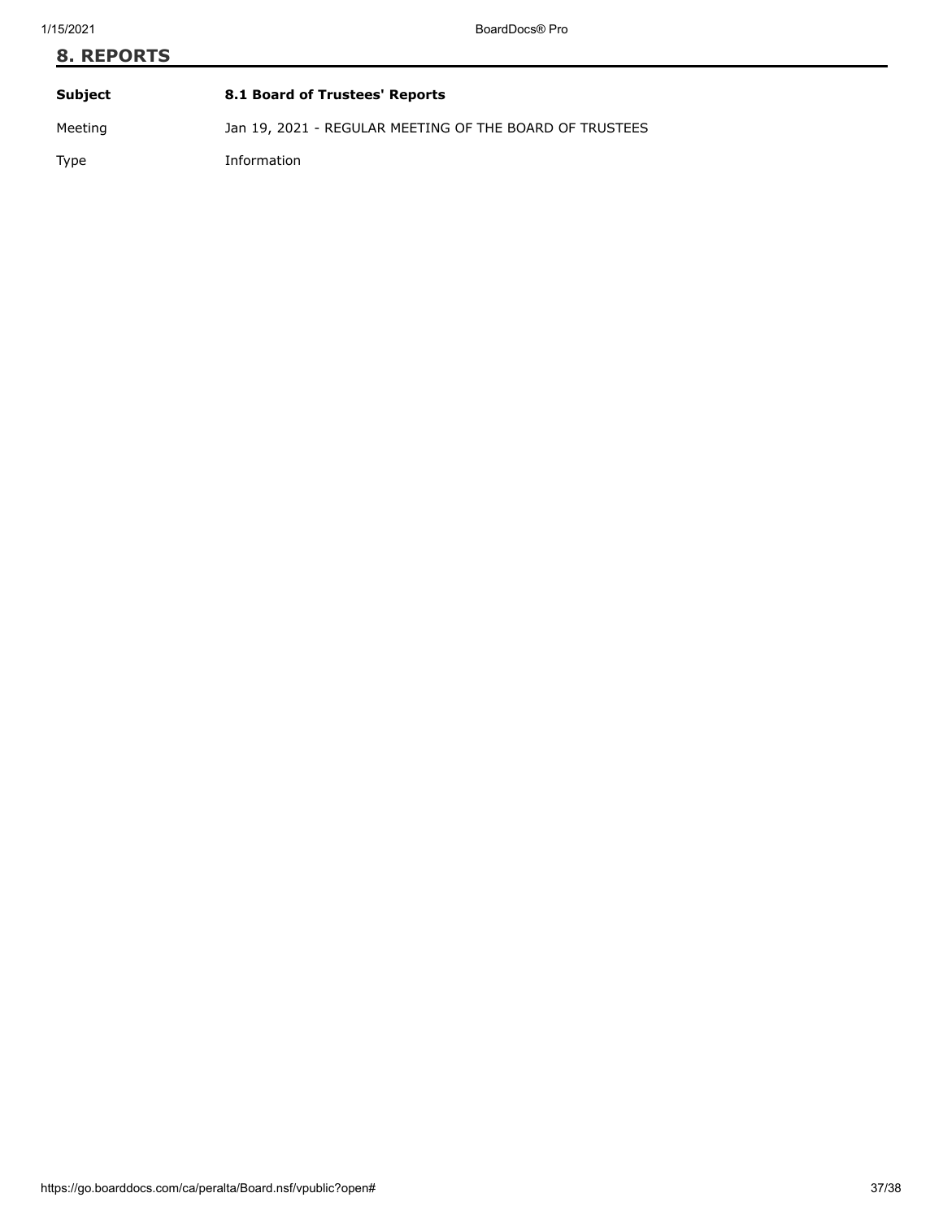## 8. REPORTS

| **Subject** | **8.1 Board of Trustees' Reports** |
| --- | --- |
| Meeting | Jan 19, 2021 - REGULAR MEETING OF THE BOARD OF TRUSTEES |
| Type | Information |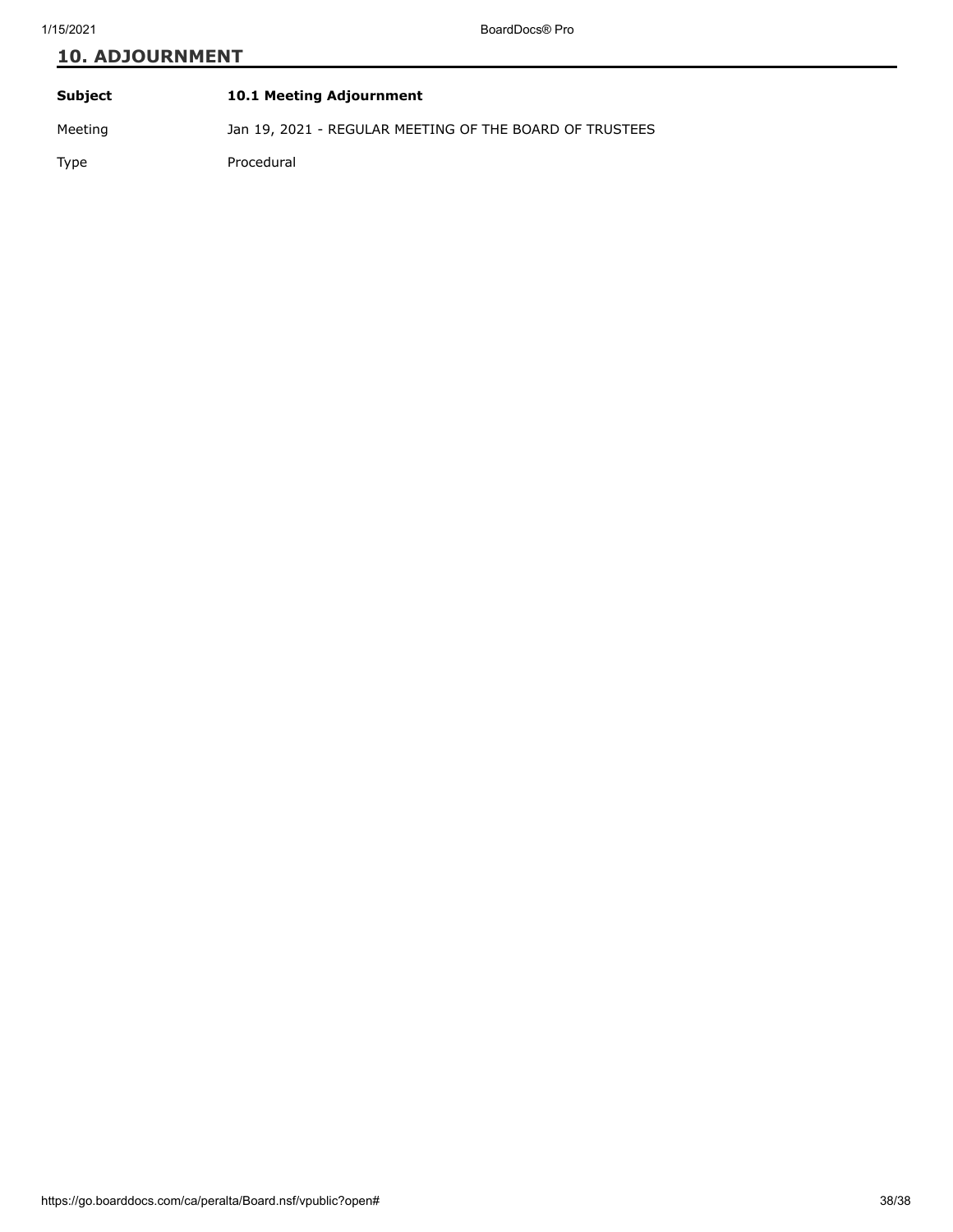## 10. ADJOURNMENT

| | |
|---|---|
| **Subject** | **10.1 Meeting Adjournment** |
| Meeting | Jan 19, 2021 - REGULAR MEETING OF THE BOARD OF TRUSTEES |
| Type | Procedural |